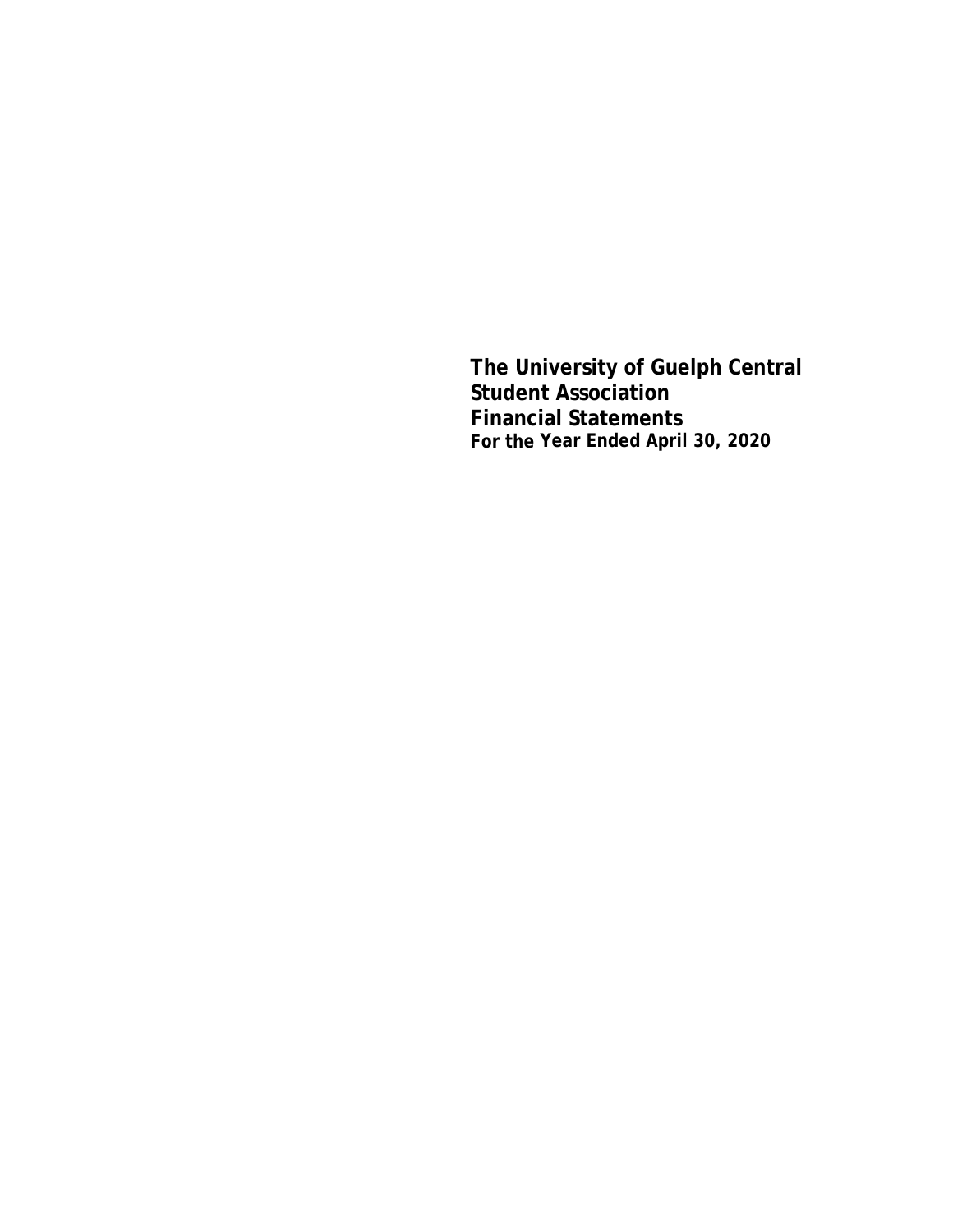# The University of Guelph Central Student Association

## Financial Statements

**For the Year Ended April 30, 2020**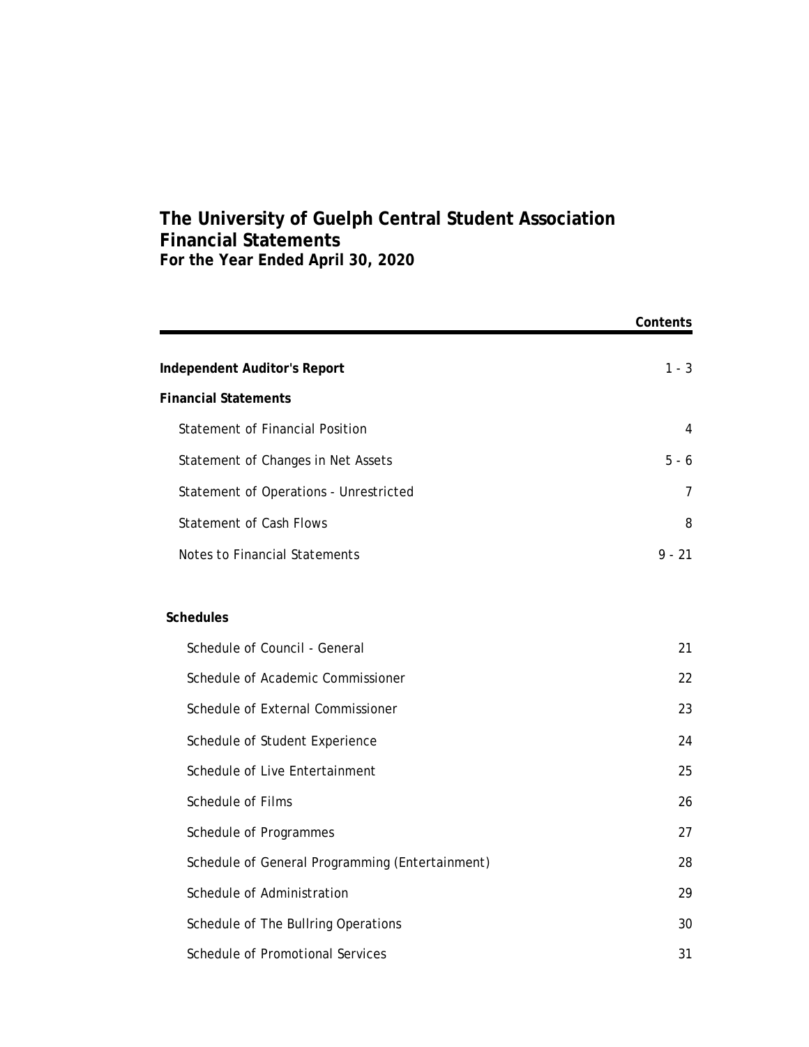# The University of Guelph Central Student Association
## Financial Statements
### For the Year Ended April 30, 2020

| | Contents |
|---|---|
| **Independent Auditor's Report** | 1 - 3 |
| **Financial Statements** | |
| Statement of Financial Position | 4 |
| Statement of Changes in Net Assets | 5 - 6 |
| Statement of Operations - Unrestricted | 7 |
| Statement of Cash Flows | 8 |
| Notes to Financial Statements | 9 - 21 |
| **Schedules** | |
| Schedule of Council - General | 21 |
| Schedule of Academic Commissioner | 22 |
| Schedule of External Commissioner | 23 |
| Schedule of Student Experience | 24 |
| Schedule of Live Entertainment | 25 |
| Schedule of Films | 26 |
| Schedule of Programmes | 27 |
| Schedule of General Programming (Entertainment) | 28 |
| Schedule of Administration | 29 |
| Schedule of The Bullring Operations | 30 |
| Schedule of Promotional Services | 31 |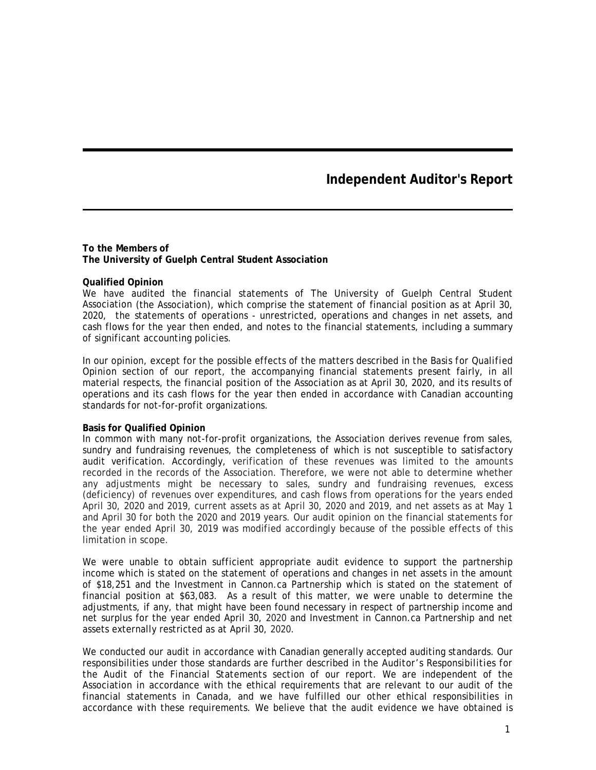# Independent Auditor's Report

**To the Members of**
**The University of Guelph Central Student Association**

**Qualified Opinion**
We have audited the financial statements of The University of Guelph Central Student Association (the Association), which comprise the statement of financial position as at April 30, 2020, the statements of operations - unrestricted, operations and changes in net assets, and cash flows for the year then ended, and notes to the financial statements, including a summary of significant accounting policies.

In our opinion, except for the possible effects of the matters described in the Basis for Qualified Opinion section of our report, the accompanying financial statements present fairly, in all material respects, the financial position of the Association as at April 30, 2020, and its results of operations and its cash flows for the year then ended in accordance with Canadian accounting standards for not-for-profit organizations.

**Basis for Qualified Opinion**
In common with many not-for-profit organizations, the Association derives revenue from sales, sundry and fundraising revenues, the completeness of which is not susceptible to satisfactory audit verification. Accordingly, verification of these revenues was limited to the amounts recorded in the records of the Association. Therefore, we were not able to determine whether any adjustments might be necessary to sales, sundry and fundraising revenues, excess (deficiency) of revenues over expenditures, and cash flows from operations for the years ended April 30, 2020 and 2019, current assets as at April 30, 2020 and 2019, and net assets as at May 1 and April 30 for both the 2020 and 2019 years. Our audit opinion on the financial statements for the year ended April 30, 2019 was modified accordingly because of the possible effects of this limitation in scope.

We were unable to obtain sufficient appropriate audit evidence to support the partnership income which is stated on the statement of operations and changes in net assets in the amount of $18,251 and the Investment in Cannon.ca Partnership which is stated on the statement of financial position at $63,083. As a result of this matter, we were unable to determine the adjustments, if any, that might have been found necessary in respect of partnership income and net surplus for the year ended April 30, 2020 and Investment in Cannon.ca Partnership and net assets externally restricted as at April 30, 2020.

We conducted our audit in accordance with Canadian generally accepted auditing standards. Our responsibilities under those standards are further described in the Auditor's Responsibilities for the Audit of the Financial Statements section of our report. We are independent of the Association in accordance with the ethical requirements that are relevant to our audit of the financial statements in Canada, and we have fulfilled our other ethical responsibilities in accordance with these requirements. We believe that the audit evidence we have obtained is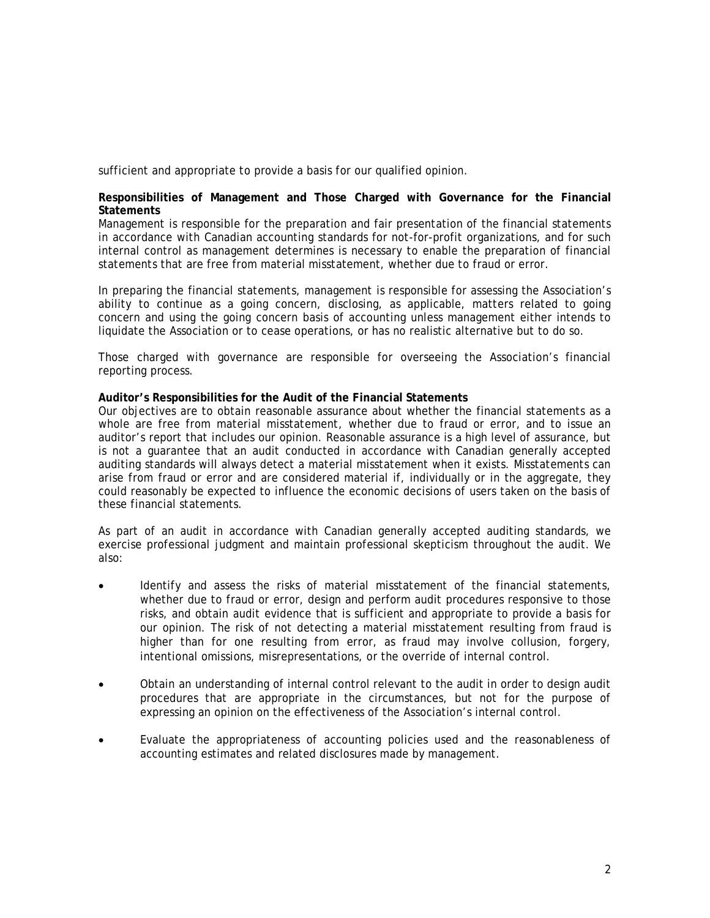sufficient and appropriate to provide a basis for our qualified opinion.

**Responsibilities of Management and Those Charged with Governance for the Financial Statements**

Management is responsible for the preparation and fair presentation of the financial statements in accordance with Canadian accounting standards for not-for-profit organizations, and for such internal control as management determines is necessary to enable the preparation of financial statements that are free from material misstatement, whether due to fraud or error.

In preparing the financial statements, management is responsible for assessing the Association's ability to continue as a going concern, disclosing, as applicable, matters related to going concern and using the going concern basis of accounting unless management either intends to liquidate the Association or to cease operations, or has no realistic alternative but to do so.

Those charged with governance are responsible for overseeing the Association's financial reporting process.

**Auditor's Responsibilities for the Audit of the Financial Statements**

Our objectives are to obtain reasonable assurance about whether the financial statements as a whole are free from material misstatement, whether due to fraud or error, and to issue an auditor's report that includes our opinion. Reasonable assurance is a high level of assurance, but is not a guarantee that an audit conducted in accordance with Canadian generally accepted auditing standards will always detect a material misstatement when it exists. Misstatements can arise from fraud or error and are considered material if, individually or in the aggregate, they could reasonably be expected to influence the economic decisions of users taken on the basis of these financial statements.

As part of an audit in accordance with Canadian generally accepted auditing standards, we exercise professional judgment and maintain professional skepticism throughout the audit. We also:

- Identify and assess the risks of material misstatement of the financial statements, whether due to fraud or error, design and perform audit procedures responsive to those risks, and obtain audit evidence that is sufficient and appropriate to provide a basis for our opinion. The risk of not detecting a material misstatement resulting from fraud is higher than for one resulting from error, as fraud may involve collusion, forgery, intentional omissions, misrepresentations, or the override of internal control.

- Obtain an understanding of internal control relevant to the audit in order to design audit procedures that are appropriate in the circumstances, but not for the purpose of expressing an opinion on the effectiveness of the Association's internal control.

- Evaluate the appropriateness of accounting policies used and the reasonableness of accounting estimates and related disclosures made by management.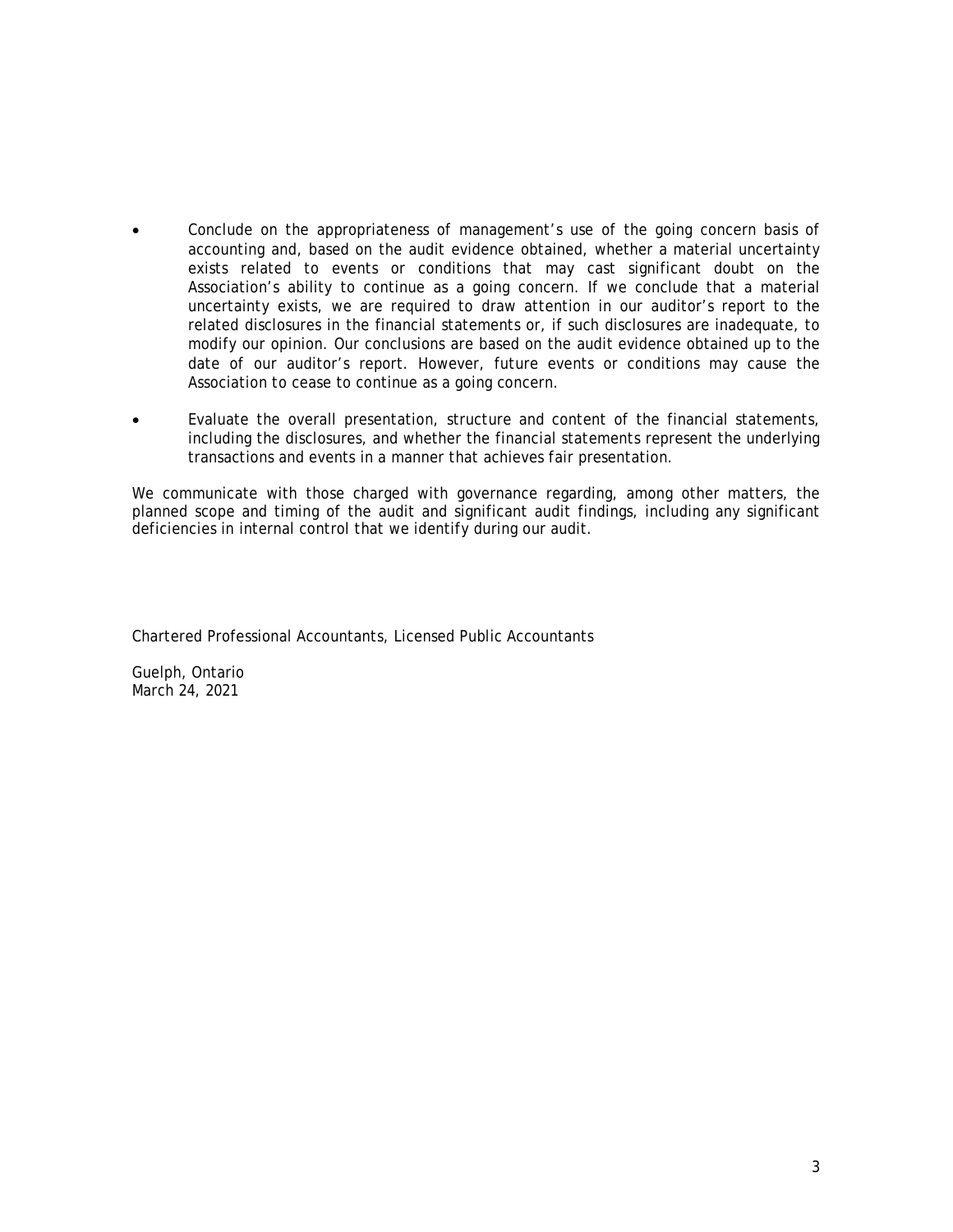- Conclude on the appropriateness of management's use of the going concern basis of accounting and, based on the audit evidence obtained, whether a material uncertainty exists related to events or conditions that may cast significant doubt on the Association's ability to continue as a going concern. If we conclude that a material uncertainty exists, we are required to draw attention in our auditor's report to the related disclosures in the financial statements or, if such disclosures are inadequate, to modify our opinion. Our conclusions are based on the audit evidence obtained up to the date of our auditor's report. However, future events or conditions may cause the Association to cease to continue as a going concern.

- Evaluate the overall presentation, structure and content of the financial statements, including the disclosures, and whether the financial statements represent the underlying transactions and events in a manner that achieves fair presentation.

We communicate with those charged with governance regarding, among other matters, the planned scope and timing of the audit and significant audit findings, including any significant deficiencies in internal control that we identify during our audit.

Chartered Professional Accountants, Licensed Public Accountants

Guelph, Ontario
March 24, 2021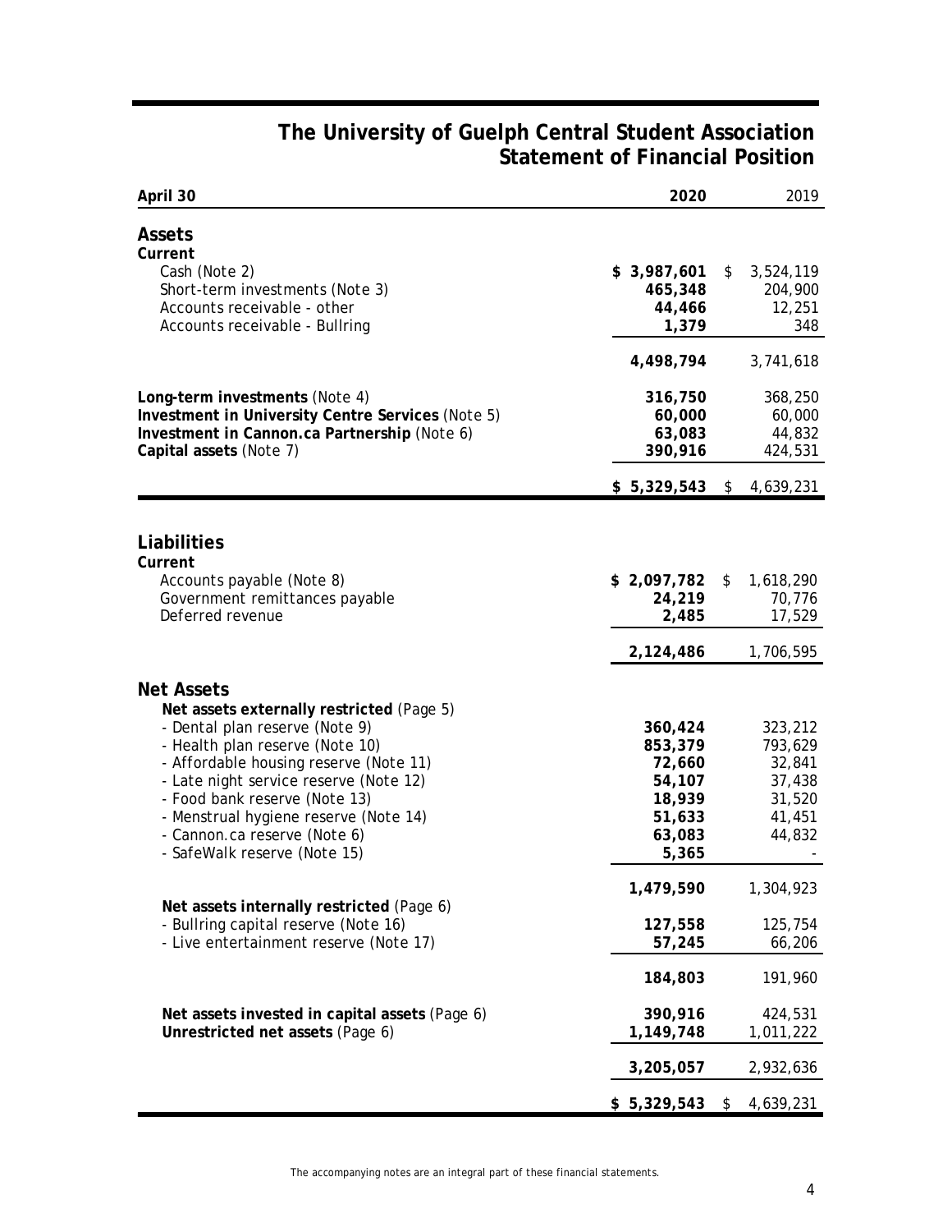# The University of Guelph Central Student Association
## Statement of Financial Position

| April 30 | 2020 | 2019 |
|---|---|---|
| **Assets** | | |
| **Current** | | |
| Cash (Note 2) | $ 3,987,601 | $ 3,524,119 |
| Short-term investments (Note 3) | 465,348 | 204,900 |
| Accounts receivable - other | 44,466 | 12,251 |
| Accounts receivable - Bullring | 1,379 | 348 |
| | 4,498,794 | 3,741,618 |
| **Long-term investments** (Note 4) | 316,750 | 368,250 |
| **Investment in University Centre Services** (Note 5) | 60,000 | 60,000 |
| **Investment in Cannon.ca Partnership** (Note 6) | 63,083 | 44,832 |
| **Capital assets** (Note 7) | 390,916 | 424,531 |
| | $ 5,329,543 | $ 4,639,231 |
| **Liabilities** | | |
| **Current** | | |
| Accounts payable (Note 8) | $ 2,097,782 | $ 1,618,290 |
| Government remittances payable | 24,219 | 70,776 |
| Deferred revenue | 2,485 | 17,529 |
| | 2,124,486 | 1,706,595 |
| **Net Assets** | | |
| **Net assets externally restricted** (Page 5) | | |
| - Dental plan reserve (Note 9) | 360,424 | 323,212 |
| - Health plan reserve (Note 10) | 853,379 | 793,629 |
| - Affordable housing reserve (Note 11) | 72,660 | 32,841 |
| - Late night service reserve (Note 12) | 54,107 | 37,438 |
| - Food bank reserve (Note 13) | 18,939 | 31,520 |
| - Menstrual hygiene reserve (Note 14) | 51,633 | 41,451 |
| - Cannon.ca reserve (Note 6) | 63,083 | 44,832 |
| - SafeWalk reserve (Note 15) | 5,365 | - |
| | 1,479,590 | 1,304,923 |
| **Net assets internally restricted** (Page 6) | | |
| - Bullring capital reserve (Note 16) | 127,558 | 125,754 |
| - Live entertainment reserve (Note 17) | 57,245 | 66,206 |
| | 184,803 | 191,960 |
| **Net assets invested in capital assets** (Page 6) | 390,916 | 424,531 |
| **Unrestricted net assets** (Page 6) | 1,149,748 | 1,011,222 |
| | 3,205,057 | 2,932,636 |
| | $ 5,329,543 | $ 4,639,231 |

The accompanying notes are an integral part of these financial statements.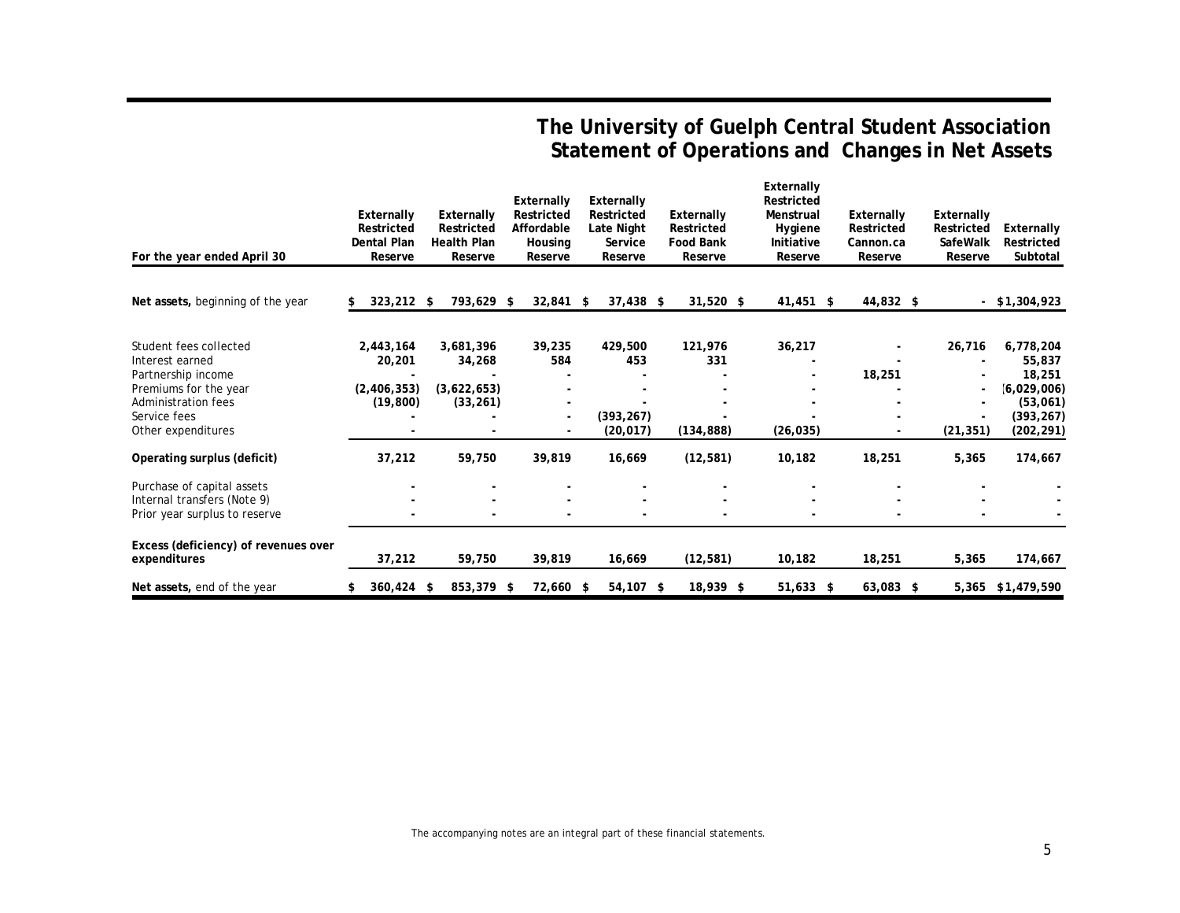# The University of Guelph Central Student Association
## Statement of Operations and Changes in Net Assets

| For the year ended April 30 | Externally Restricted Dental Plan Reserve | Externally Restricted Health Plan Reserve | Externally Restricted Affordable Housing Reserve | Externally Restricted Late Night Service Reserve | Externally Restricted Food Bank Reserve | Externally Restricted Menstrual Hygiene Initiative Reserve | Externally Restricted Cannon.ca Reserve | Externally Restricted SafeWalk Reserve | Externally Restricted Subtotal |
|---|---|---|---|---|---|---|---|---|---|
| **Net assets,** beginning of the year | $ 323,212 | $ 793,629 | $ 32,841 | $ 37,438 | $ 31,520 | $ 41,451 | $ 44,832 | $ - | $1,304,923 |
| Student fees collected | 2,443,164 | 3,681,396 | 39,235 | 429,500 | 121,976 | 36,217 | - | 26,716 | 6,778,204 |
| Interest earned | 20,201 | 34,268 | 584 | 453 | 331 | - | - | - | 55,837 |
| Partnership income | - | - | - | - | - | - | 18,251 | - | 18,251 |
| Premiums for the year | (2,406,353) | (3,622,653) | - | - | - | - | - | - | (6,029,006) |
| Administration fees | (19,800) | (33,261) | - | - | - | - | - | - | (53,061) |
| Service fees | - | - | - | (393,267) | - | - | - | - | (393,267) |
| Other expenditures | - | - | - | (20,017) | (134,888) | (26,035) | - | (21,351) | (202,291) |
| **Operating surplus (deficit)** | 37,212 | 59,750 | 39,819 | 16,669 | (12,581) | 10,182 | 18,251 | 5,365 | 174,667 |
| Purchase of capital assets | - | - | - | - | - | - | - | - | - |
| Internal transfers (Note 9) | - | - | - | - | - | - | - | - | - |
| Prior year surplus to reserve | - | - | - | - | - | - | - | - | - |
| **Excess (deficiency) of revenues over expenditures** | 37,212 | 59,750 | 39,819 | 16,669 | (12,581) | 10,182 | 18,251 | 5,365 | 174,667 |
| **Net assets,** end of the year | $ 360,424 | $ 853,379 | $ 72,660 | $ 54,107 | $ 18,939 | $ 51,633 | $ 63,083 | $ 5,365 | $1,479,590 |

The accompanying notes are an integral part of these financial statements.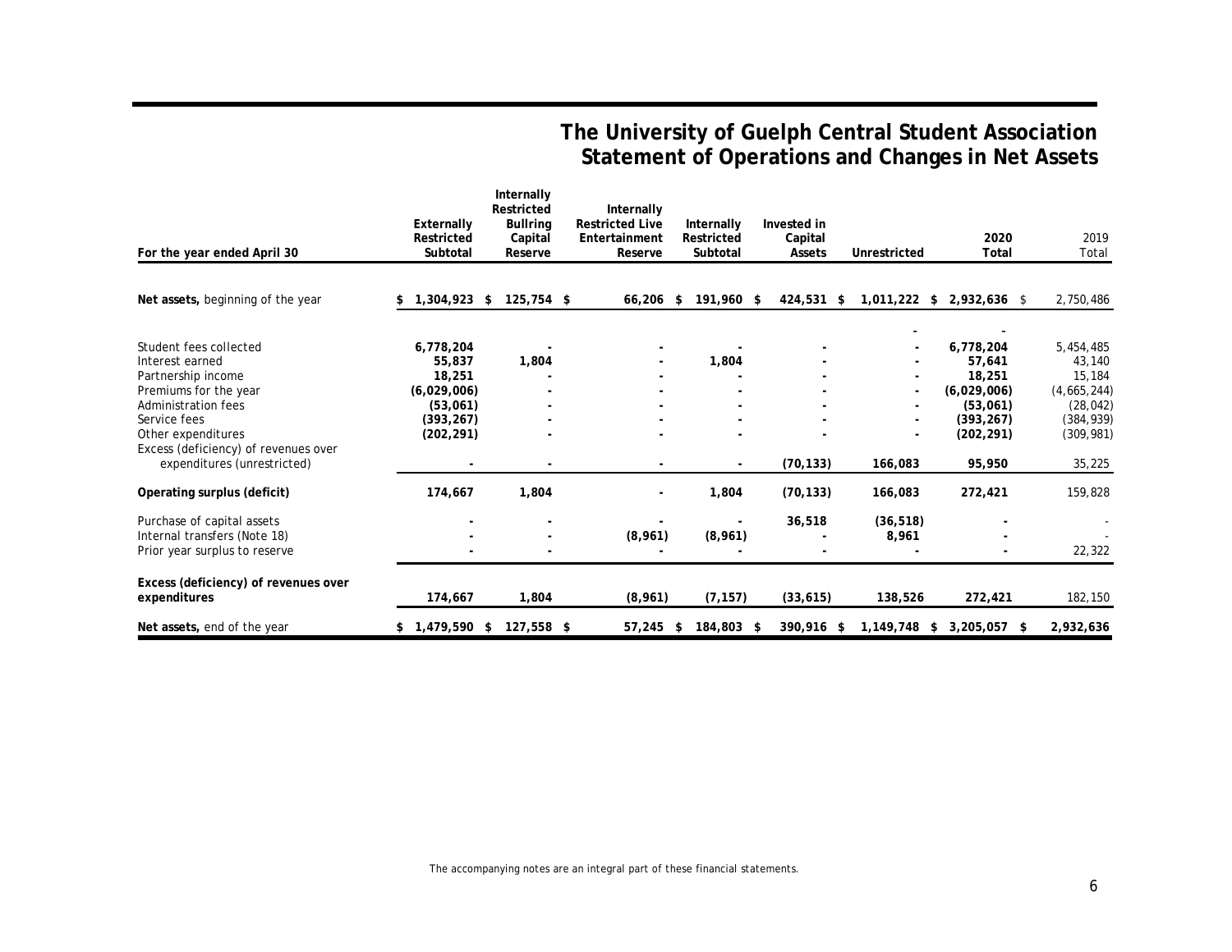# The University of Guelph Central Student Association
## Statement of Operations and Changes in Net Assets

| For the year ended April 30 | Externally Restricted Subtotal | Internally Restricted Bullring Capital Reserve | Internally Restricted Live Entertainment Reserve | Internally Restricted Subtotal | Invested in Capital Assets | Unrestricted | 2020 Total | 2019 Total |
|---|---|---|---|---|---|---|---|---|
| **Net assets,** beginning of the year | $ 1,304,923 | $ 125,754 | $ 66,206 | $ 191,960 | $ 424,531 | $ 1,011,222 | $ 2,932,636 | $ 2,750,486 |
| | | | | | | - | - | |
| Student fees collected | 6,778,204 | - | - | - | - | - | 6,778,204 | 5,454,485 |
| Interest earned | 55,837 | 1,804 | - | 1,804 | - | - | 57,641 | 43,140 |
| Partnership income | 18,251 | - | - | - | - | - | 18,251 | 15,184 |
| Premiums for the year | (6,029,006) | - | - | - | - | - | (6,029,006) | (4,665,244) |
| Administration fees | (53,061) | - | - | - | - | - | (53,061) | (28,042) |
| Service fees | (393,267) | - | - | - | - | - | (393,267) | (384,939) |
| Other expenditures | (202,291) | - | - | - | - | - | (202,291) | (309,981) |
| Excess (deficiency) of revenues over expenditures (unrestricted) | - | - | - | - | (70,133) | 166,083 | 95,950 | 35,225 |
| **Operating surplus (deficit)** | 174,667 | 1,804 | - | 1,804 | (70,133) | 166,083 | 272,421 | 159,828 |
| Purchase of capital assets | - | - | - | - | 36,518 | (36,518) | - | - |
| Internal transfers (Note 18) | - | - | (8,961) | (8,961) | - | 8,961 | - | - |
| Prior year surplus to reserve | - | - | - | - | - | - | - | 22,322 |
| **Excess (deficiency) of revenues over expenditures** | 174,667 | 1,804 | (8,961) | (7,157) | (33,615) | 138,526 | 272,421 | 182,150 |
| **Net assets,** end of the year | $ 1,479,590 | $ 127,558 | $ 57,245 | $ 184,803 | $ 390,916 | $ 1,149,748 | $ 3,205,057 | $ 2,932,636 |

The accompanying notes are an integral part of these financial statements.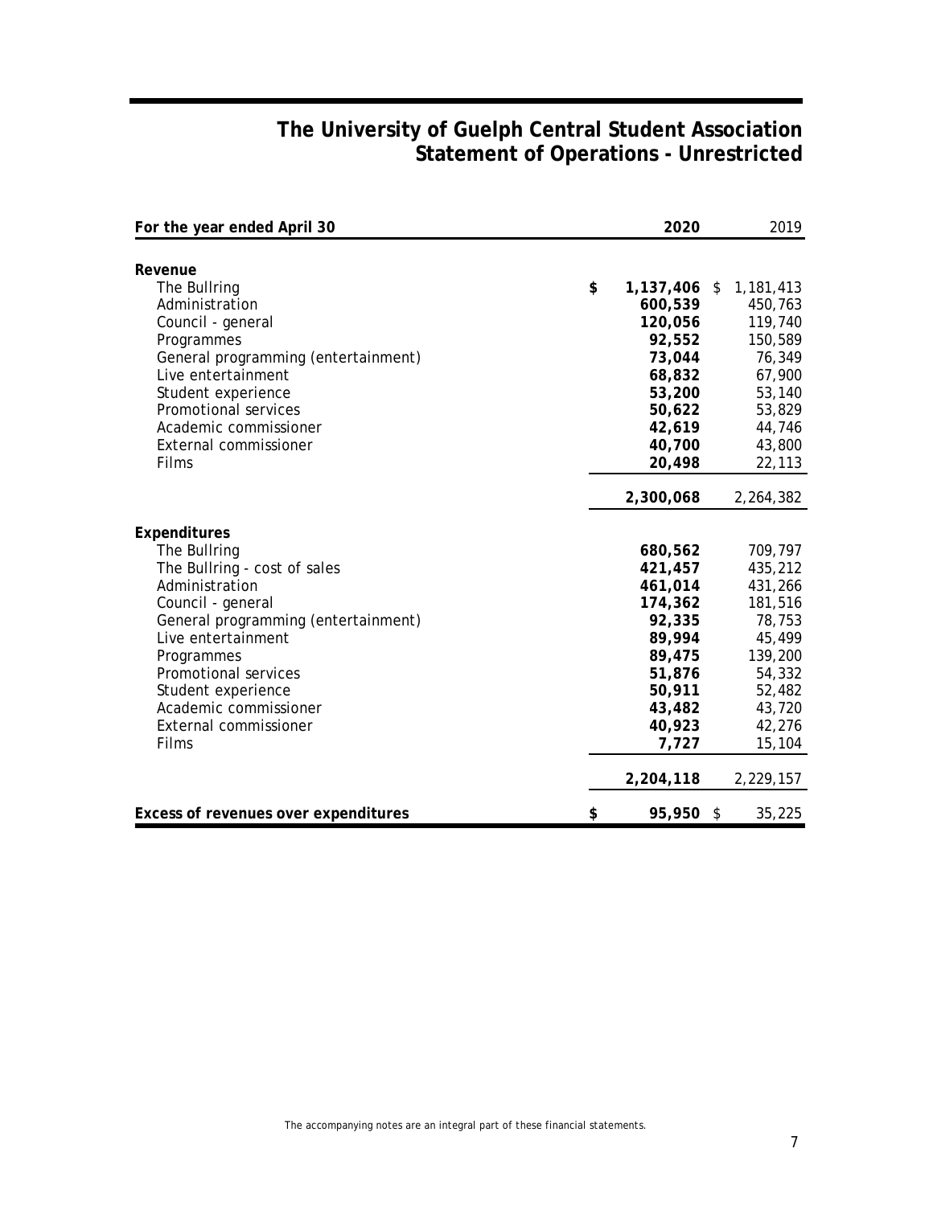# The University of Guelph Central Student Association
## Statement of Operations - Unrestricted

| For the year ended April 30 | 2020 | 2019 |
|---|---|---|
| **Revenue** | | |
| The Bullring | $ **1,137,406** | $ 1,181,413 |
| Administration | **600,539** | 450,763 |
| Council - general | **120,056** | 119,740 |
| Programmes | **92,552** | 150,589 |
| General programming (entertainment) | **73,044** | 76,349 |
| Live entertainment | **68,832** | 67,900 |
| Student experience | **53,200** | 53,140 |
| Promotional services | **50,622** | 53,829 |
| Academic commissioner | **42,619** | 44,746 |
| External commissioner | **40,700** | 43,800 |
| Films | **20,498** | 22,113 |
| | **2,300,068** | 2,264,382 |
| **Expenditures** | | |
| The Bullring | **680,562** | 709,797 |
| The Bullring - cost of sales | **421,457** | 435,212 |
| Administration | **461,014** | 431,266 |
| Council - general | **174,362** | 181,516 |
| General programming (entertainment) | **92,335** | 78,753 |
| Live entertainment | **89,994** | 45,499 |
| Programmes | **89,475** | 139,200 |
| Promotional services | **51,876** | 54,332 |
| Student experience | **50,911** | 52,482 |
| Academic commissioner | **43,482** | 43,720 |
| External commissioner | **40,923** | 42,276 |
| Films | **7,727** | 15,104 |
| | **2,204,118** | 2,229,157 |
| **Excess of revenues over expenditures** | $ **95,950** | $ 35,225 |

The accompanying notes are an integral part of these financial statements.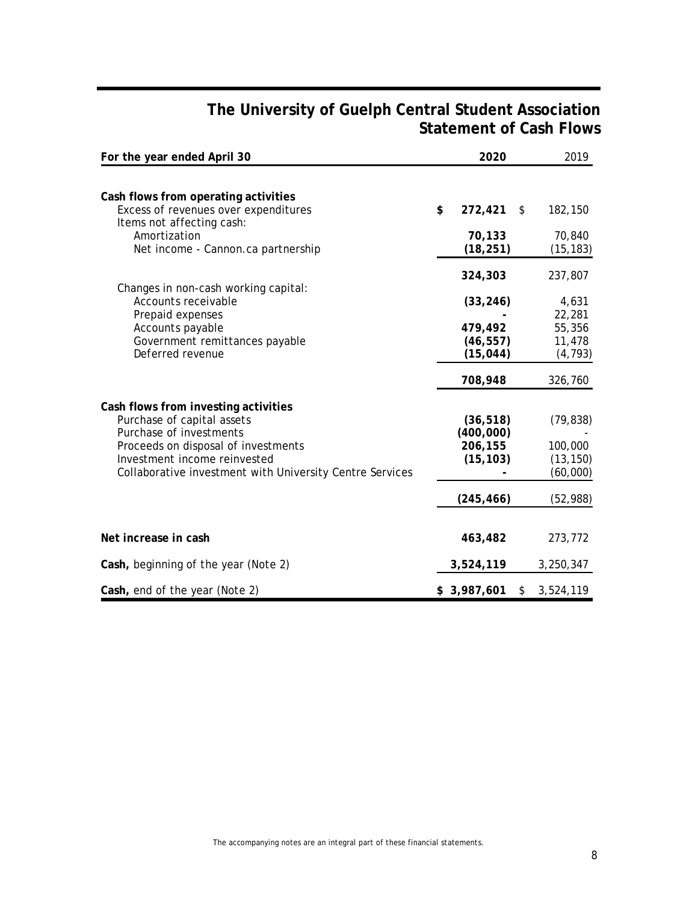# The University of Guelph Central Student Association
## Statement of Cash Flows

| For the year ended April 30 | 2020 | 2019 |
|---|---|---|
| **Cash flows from operating activities** | | |
| Excess of revenues over expenditures | **$ 272,421** | $ 182,150 |
| Items not affecting cash: | | |
| Amortization | **70,133** | 70,840 |
| Net income - Cannon.ca partnership | **(18,251)** | (15,183) |
| | **324,303** | 237,807 |
| Changes in non-cash working capital: | | |
| Accounts receivable | **(33,246)** | 4,631 |
| Prepaid expenses | **-** | 22,281 |
| Accounts payable | **479,492** | 55,356 |
| Government remittances payable | **(46,557)** | 11,478 |
| Deferred revenue | **(15,044)** | (4,793) |
| | **708,948** | 326,760 |
| **Cash flows from investing activities** | | |
| Purchase of capital assets | **(36,518)** | (79,838) |
| Purchase of investments | **(400,000)** | - |
| Proceeds on disposal of investments | **206,155** | 100,000 |
| Investment income reinvested | **(15,103)** | (13,150) |
| Collaborative investment with University Centre Services | **-** | (60,000) |
| | **(245,466)** | (52,988) |
| **Net increase in cash** | **463,482** | 273,772 |
| **Cash,** beginning of the year (Note 2) | **3,524,119** | 3,250,347 |
| **Cash,** end of the year (Note 2) | **$ 3,987,601** | $ 3,524,119 |

The accompanying notes are an integral part of these financial statements.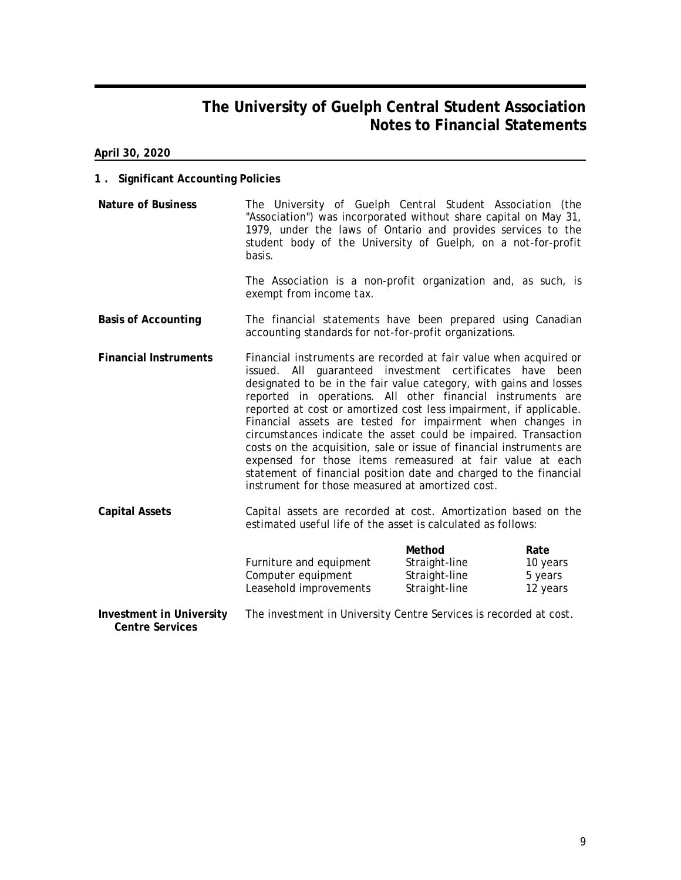# The University of Guelph Central Student Association
## Notes to Financial Statements

**April 30, 2020**

### 1. Significant Accounting Policies

**Nature of Business**

The University of Guelph Central Student Association (the "Association") was incorporated without share capital on May 31, 1979, under the laws of Ontario and provides services to the student body of the University of Guelph, on a not-for-profit basis.

The Association is a non-profit organization and, as such, is exempt from income tax.

**Basis of Accounting**

The financial statements have been prepared using Canadian accounting standards for not-for-profit organizations.

**Financial Instruments**

Financial instruments are recorded at fair value when acquired or issued. All guaranteed investment certificates have been designated to be in the fair value category, with gains and losses reported in operations. All other financial instruments are reported at cost or amortized cost less impairment, if applicable. Financial assets are tested for impairment when changes in circumstances indicate the asset could be impaired. Transaction costs on the acquisition, sale or issue of financial instruments are expensed for those items remeasured at fair value at each statement of financial position date and charged to the financial instrument for those measured at amortized cost.

**Capital Assets**

Capital assets are recorded at cost. Amortization based on the estimated useful life of the asset is calculated as follows:

| | Method | Rate |
|---|---|---|
| Furniture and equipment | Straight-line | 10 years |
| Computer equipment | Straight-line | 5 years |
| Leasehold improvements | Straight-line | 12 years |

**Investment in University Centre Services**

The investment in University Centre Services is recorded at cost.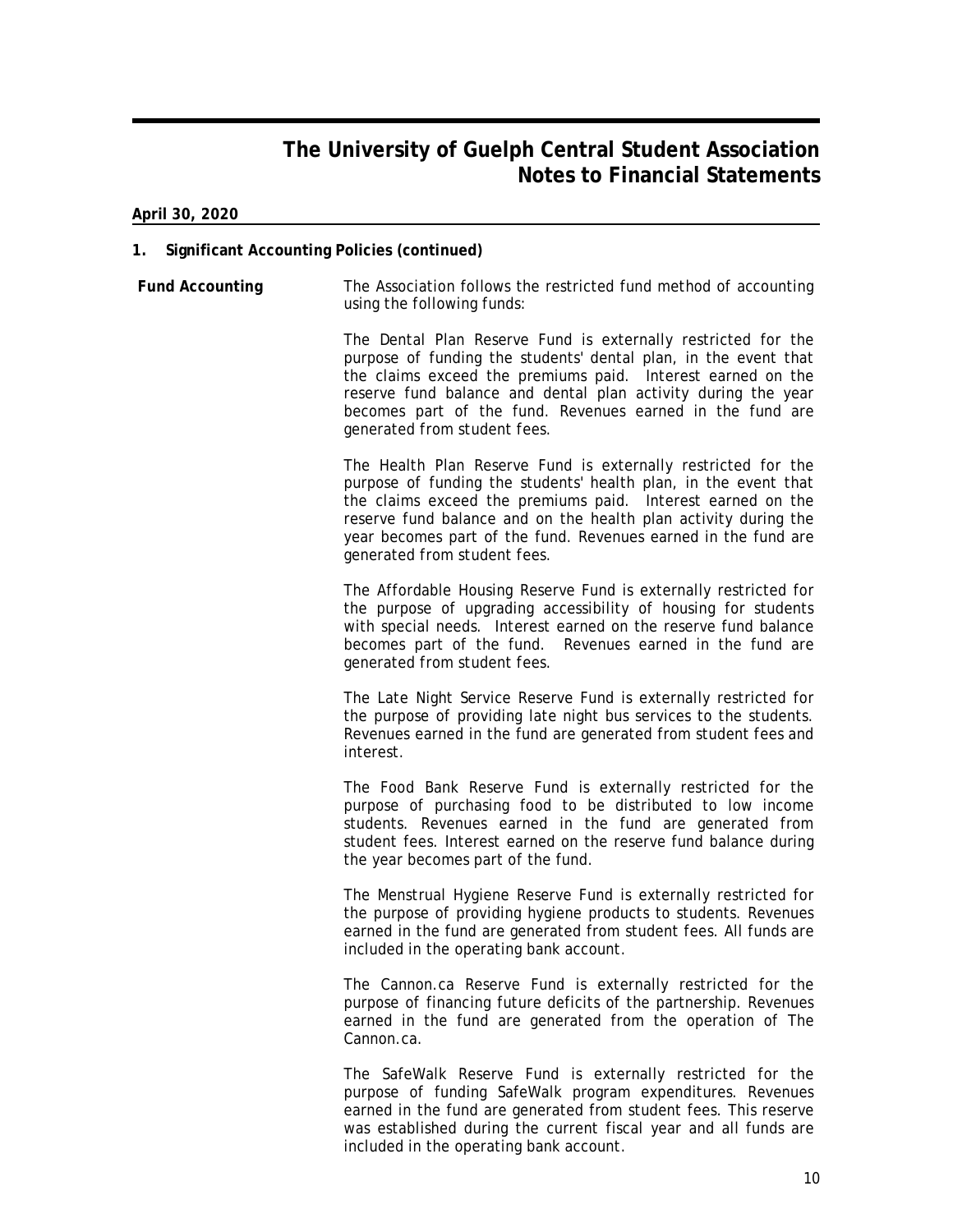# The University of Guelph Central Student Association
## Notes to Financial Statements

**April 30, 2020**

**1. Significant Accounting Policies (continued)**

**Fund Accounting**

The Association follows the restricted fund method of accounting using the following funds:

The Dental Plan Reserve Fund is externally restricted for the purpose of funding the students' dental plan, in the event that the claims exceed the premiums paid. Interest earned on the reserve fund balance and dental plan activity during the year becomes part of the fund. Revenues earned in the fund are generated from student fees.

The Health Plan Reserve Fund is externally restricted for the purpose of funding the students' health plan, in the event that the claims exceed the premiums paid. Interest earned on the reserve fund balance and on the health plan activity during the year becomes part of the fund. Revenues earned in the fund are generated from student fees.

The Affordable Housing Reserve Fund is externally restricted for the purpose of upgrading accessibility of housing for students with special needs. Interest earned on the reserve fund balance becomes part of the fund. Revenues earned in the fund are generated from student fees.

The Late Night Service Reserve Fund is externally restricted for the purpose of providing late night bus services to the students. Revenues earned in the fund are generated from student fees and interest.

The Food Bank Reserve Fund is externally restricted for the purpose of purchasing food to be distributed to low income students. Revenues earned in the fund are generated from student fees. Interest earned on the reserve fund balance during the year becomes part of the fund.

The Menstrual Hygiene Reserve Fund is externally restricted for the purpose of providing hygiene products to students. Revenues earned in the fund are generated from student fees. All funds are included in the operating bank account.

The Cannon.ca Reserve Fund is externally restricted for the purpose of financing future deficits of the partnership. Revenues earned in the fund are generated from the operation of The Cannon.ca.

The SafeWalk Reserve Fund is externally restricted for the purpose of funding SafeWalk program expenditures. Revenues earned in the fund are generated from student fees. This reserve was established during the current fiscal year and all funds are included in the operating bank account.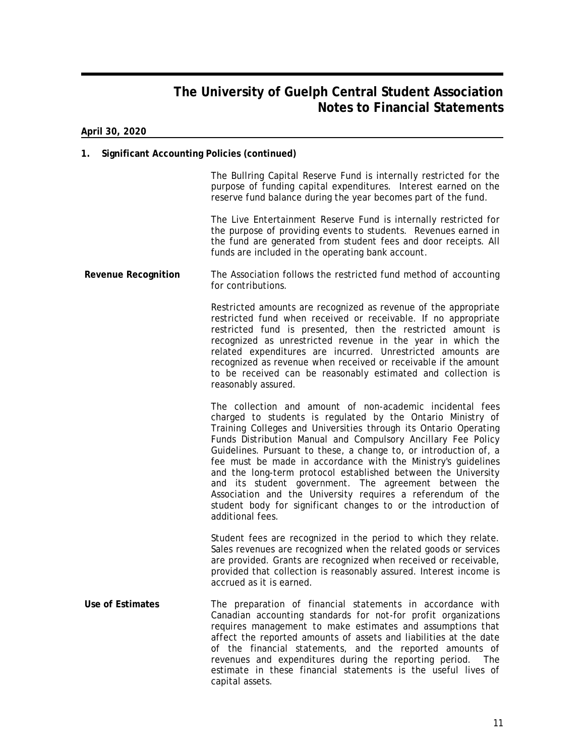**April 30, 2020**

**1. Significant Accounting Policies (continued)**

The Bullring Capital Reserve Fund is internally restricted for the purpose of funding capital expenditures. Interest earned on the reserve fund balance during the year becomes part of the fund.

The Live Entertainment Reserve Fund is internally restricted for the purpose of providing events to students. Revenues earned in the fund are generated from student fees and door receipts. All funds are included in the operating bank account.

**Revenue Recognition**

The Association follows the restricted fund method of accounting for contributions.

Restricted amounts are recognized as revenue of the appropriate restricted fund when received or receivable. If no appropriate restricted fund is presented, then the restricted amount is recognized as unrestricted revenue in the year in which the related expenditures are incurred. Unrestricted amounts are recognized as revenue when received or receivable if the amount to be received can be reasonably estimated and collection is reasonably assured.

The collection and amount of non-academic incidental fees charged to students is regulated by the Ontario Ministry of Training Colleges and Universities through its Ontario Operating Funds Distribution Manual and Compulsory Ancillary Fee Policy Guidelines. Pursuant to these, a change to, or introduction of, a fee must be made in accordance with the Ministry's guidelines and the long-term protocol established between the University and its student government. The agreement between the Association and the University requires a referendum of the student body for significant changes to or the introduction of additional fees.

Student fees are recognized in the period to which they relate. Sales revenues are recognized when the related goods or services are provided. Grants are recognized when received or receivable, provided that collection is reasonably assured. Interest income is accrued as it is earned.

**Use of Estimates**

The preparation of financial statements in accordance with Canadian accounting standards for not-for profit organizations requires management to make estimates and assumptions that affect the reported amounts of assets and liabilities at the date of the financial statements, and the reported amounts of revenues and expenditures during the reporting period. The estimate in these financial statements is the useful lives of capital assets.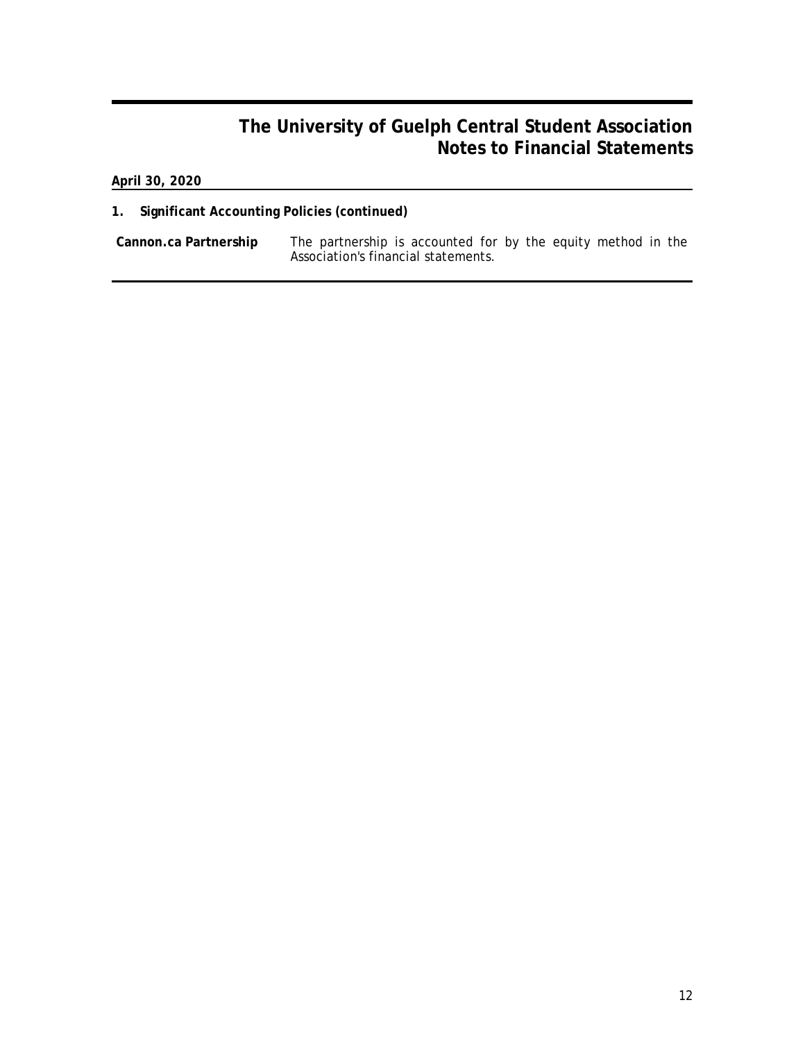**April 30, 2020**

**1. Significant Accounting Policies (continued)**

**Cannon.ca Partnership** The partnership is accounted for by the equity method in the Association's financial statements.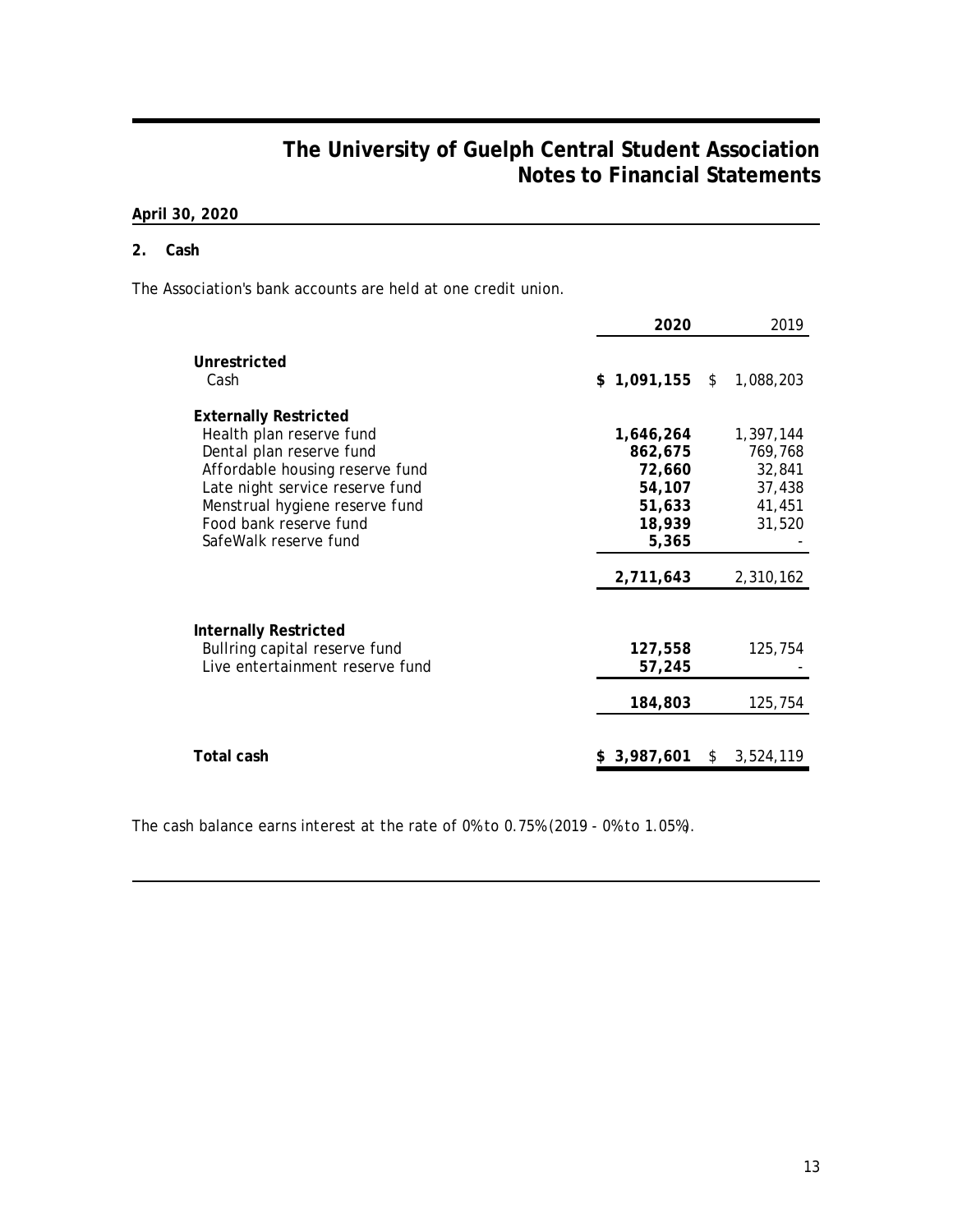# The University of Guelph Central Student Association
## Notes to Financial Statements

**April 30, 2020**

**2. Cash**

The Association's bank accounts are held at one credit union.

| | **2020** | 2019 |
|---|---|---|
| **Unrestricted** | | |
| Cash | **$ 1,091,155** | $ 1,088,203 |
| **Externally Restricted** | | |
| Health plan reserve fund | **1,646,264** | 1,397,144 |
| Dental plan reserve fund | **862,675** | 769,768 |
| Affordable housing reserve fund | **72,660** | 32,841 |
| Late night service reserve fund | **54,107** | 37,438 |
| Menstrual hygiene reserve fund | **51,633** | 41,451 |
| Food bank reserve fund | **18,939** | 31,520 |
| SafeWalk reserve fund | **5,365** | - |
| | **2,711,643** | 2,310,162 |
| **Internally Restricted** | | |
| Bullring capital reserve fund | **127,558** | 125,754 |
| Live entertainment reserve fund | **57,245** | - |
| | **184,803** | 125,754 |
| **Total cash** | **$ 3,987,601** | $ 3,524,119 |

The cash balance earns interest at the rate of 0% to 0.75% (2019 - 0% to 1.05%).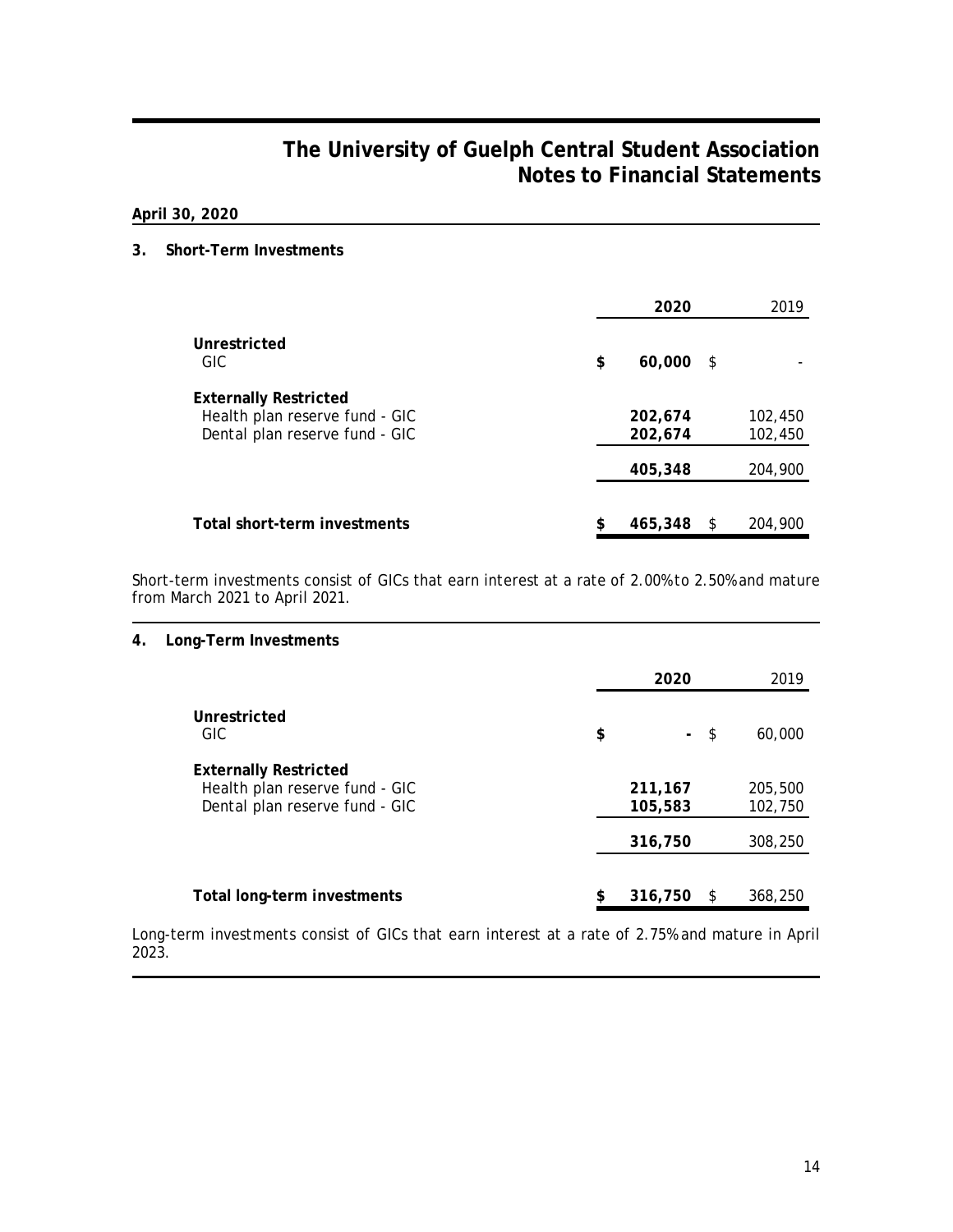# The University of Guelph Central Student Association
## Notes to Financial Statements

**April 30, 2020**

### 3. Short-Term Investments

| | 2020 | 2019 |
|---|---|---|
| **Unrestricted** | | |
| GIC | **$ 60,000** | $ - |
| **Externally Restricted** | | |
| Health plan reserve fund - GIC | **202,674** | 102,450 |
| Dental plan reserve fund - GIC | **202,674** | 102,450 |
| | **405,348** | 204,900 |
| **Total short-term investments** | **$ 465,348** | $ 204,900 |

Short-term investments consist of GICs that earn interest at a rate of 2.00% to 2.50% and mature from March 2021 to April 2021.

### 4. Long-Term Investments

| | 2020 | 2019 |
|---|---|---|
| **Unrestricted** | | |
| GIC | **$ -** | $ 60,000 |
| **Externally Restricted** | | |
| Health plan reserve fund - GIC | **211,167** | 205,500 |
| Dental plan reserve fund - GIC | **105,583** | 102,750 |
| | **316,750** | 308,250 |
| **Total long-term investments** | **$ 316,750** | $ 368,250 |

Long-term investments consist of GICs that earn interest at a rate of 2.75% and mature in April 2023.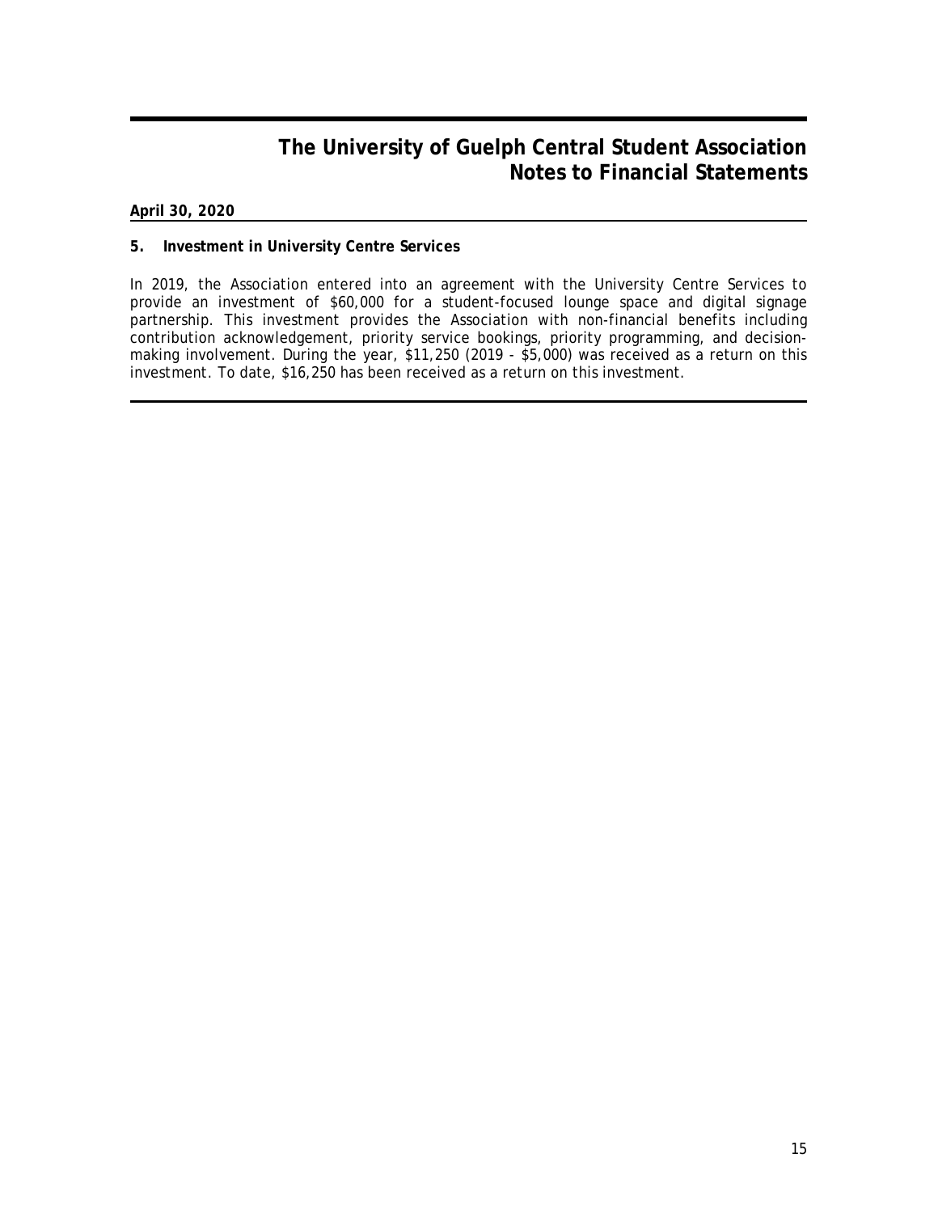**April 30, 2020**

**5. Investment in University Centre Services**

In 2019, the Association entered into an agreement with the University Centre Services to provide an investment of $60,000 for a student-focused lounge space and digital signage partnership. This investment provides the Association with non-financial benefits including contribution acknowledgement, priority service bookings, priority programming, and decision-making involvement. During the year, $11,250 (2019 - $5,000) was received as a return on this investment. To date, $16,250 has been received as a return on this investment.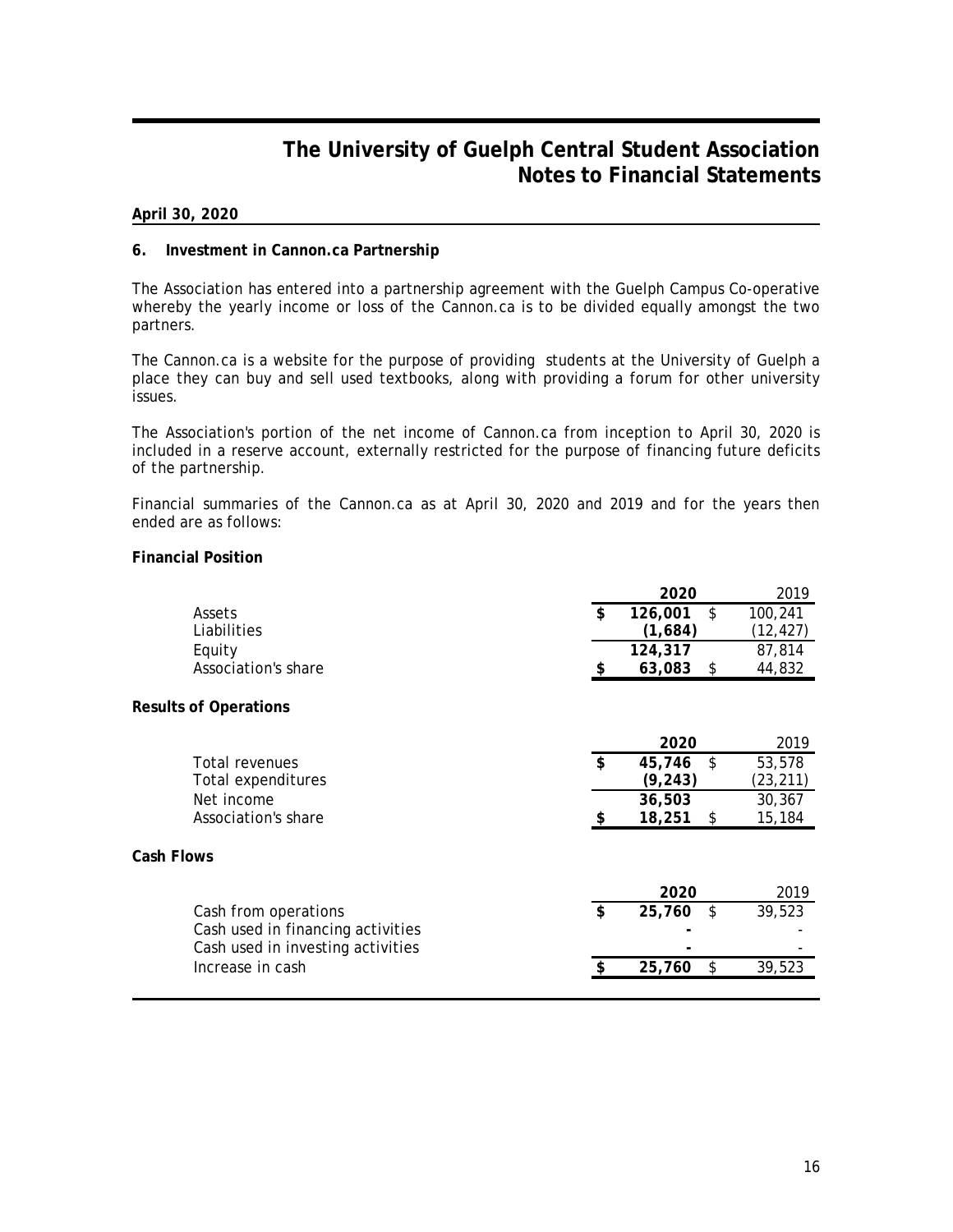# The University of Guelph Central Student Association
## Notes to Financial Statements

**April 30, 2020**

### 6. Investment in Cannon.ca Partnership

The Association has entered into a partnership agreement with the Guelph Campus Co-operative whereby the yearly income or loss of the Cannon.ca is to be divided equally amongst the two partners.

The Cannon.ca is a website for the purpose of providing students at the University of Guelph a place they can buy and sell used textbooks, along with providing a forum for other university issues.

The Association's portion of the net income of Cannon.ca from inception to April 30, 2020 is included in a reserve account, externally restricted for the purpose of financing future deficits of the partnership.

Financial summaries of the Cannon.ca as at April 30, 2020 and 2019 and for the years then ended are as follows:

**Financial Position**

| | **2020** | 2019 |
|---|---|---|
| Assets | **$ 126,001** | $ 100,241 |
| Liabilities | **(1,684)** | (12,427) |
| Equity | **124,317** | 87,814 |
| Association's share | **$ 63,083** | $ 44,832 |

**Results of Operations**

| | **2020** | 2019 |
|---|---|---|
| Total revenues | **$ 45,746** | $ 53,578 |
| Total expenditures | **(9,243)** | (23,211) |
| Net income | **36,503** | 30,367 |
| Association's share | **$ 18,251** | $ 15,184 |

**Cash Flows**

| | **2020** | 2019 |
|---|---|---|
| Cash from operations | **$ 25,760** | $ 39,523 |
| Cash used in financing activities | **-** | - |
| Cash used in investing activities | **-** | - |
| Increase in cash | **$ 25,760** | $ 39,523 |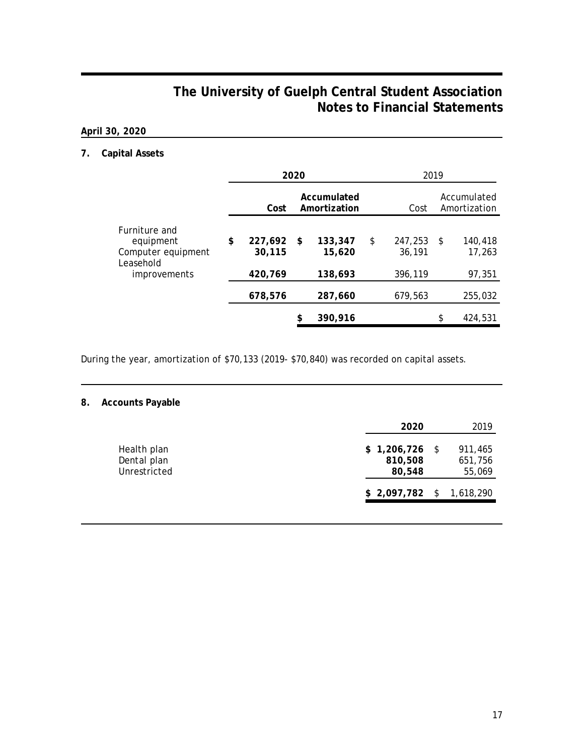# The University of Guelph Central Student Association
# Notes to Financial Statements

**April 30, 2020**

## 7. Capital Assets

| | 2020 | | 2019 | |
|---|---|---|---|---|
| | **Cost** | **Accumulated Amortization** | Cost | Accumulated Amortization |
| Furniture and equipment | **$ 227,692** | **$ 133,347** | $ 247,253 | $ 140,418 |
| Computer equipment | **30,115** | **15,620** | 36,191 | 17,263 |
| Leasehold improvements | **420,769** | **138,693** | 396,119 | 97,351 |
| | **678,576** | **287,660** | 679,563 | 255,032 |
| | | **$ 390,916** | | $ 424,531 |

During the year, amortization of $70,133 (2019- $70,840) was recorded on capital assets.

## 8. Accounts Payable

| | 2020 | 2019 |
|---|---|---|
| Health plan | **$ 1,206,726** | $ 911,465 |
| Dental plan | **810,508** | 651,756 |
| Unrestricted | **80,548** | 55,069 |
| | **$ 2,097,782** | $ 1,618,290 |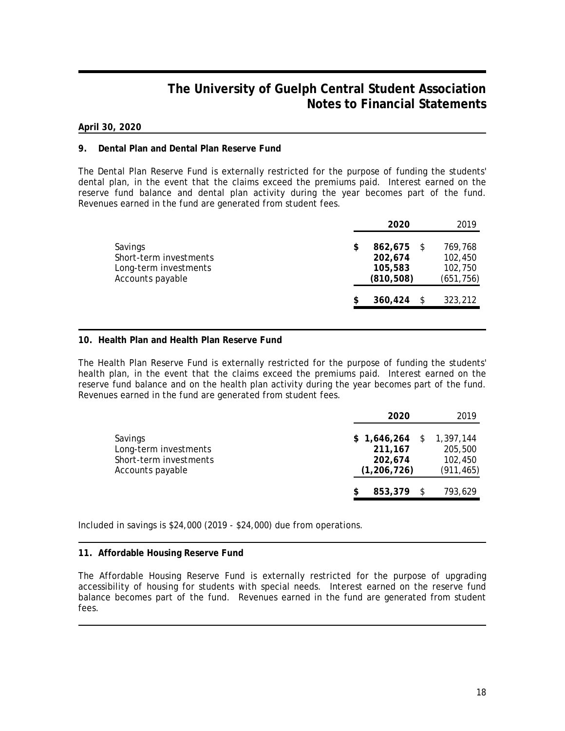# The University of Guelph Central Student Association
## Notes to Financial Statements

**April 30, 2020**

### 9. Dental Plan and Dental Plan Reserve Fund

The Dental Plan Reserve Fund is externally restricted for the purpose of funding the students' dental plan, in the event that the claims exceed the premiums paid. Interest earned on the reserve fund balance and dental plan activity during the year becomes part of the fund. Revenues earned in the fund are generated from student fees.

| | **2020** | 2019 |
|---|---|---|
| Savings | **$ 862,675** | $ 769,768 |
| Short-term investments | **202,674** | 102,450 |
| Long-term investments | **105,583** | 102,750 |
| Accounts payable | **(810,508)** | (651,756) |
| | **$ 360,424** | $ 323,212 |

### 10. Health Plan and Health Plan Reserve Fund

The Health Plan Reserve Fund is externally restricted for the purpose of funding the students' health plan, in the event that the claims exceed the premiums paid. Interest earned on the reserve fund balance and on the health plan activity during the year becomes part of the fund. Revenues earned in the fund are generated from student fees.

| | **2020** | 2019 |
|---|---|---|
| Savings | **$ 1,646,264** | $ 1,397,144 |
| Long-term investments | **211,167** | 205,500 |
| Short-term investments | **202,674** | 102,450 |
| Accounts payable | **(1,206,726)** | (911,465) |
| | **$ 853,379** | $ 793,629 |

Included in savings is $24,000 (2019 - $24,000) due from operations.

### 11. Affordable Housing Reserve Fund

The Affordable Housing Reserve Fund is externally restricted for the purpose of upgrading accessibility of housing for students with special needs. Interest earned on the reserve fund balance becomes part of the fund. Revenues earned in the fund are generated from student fees.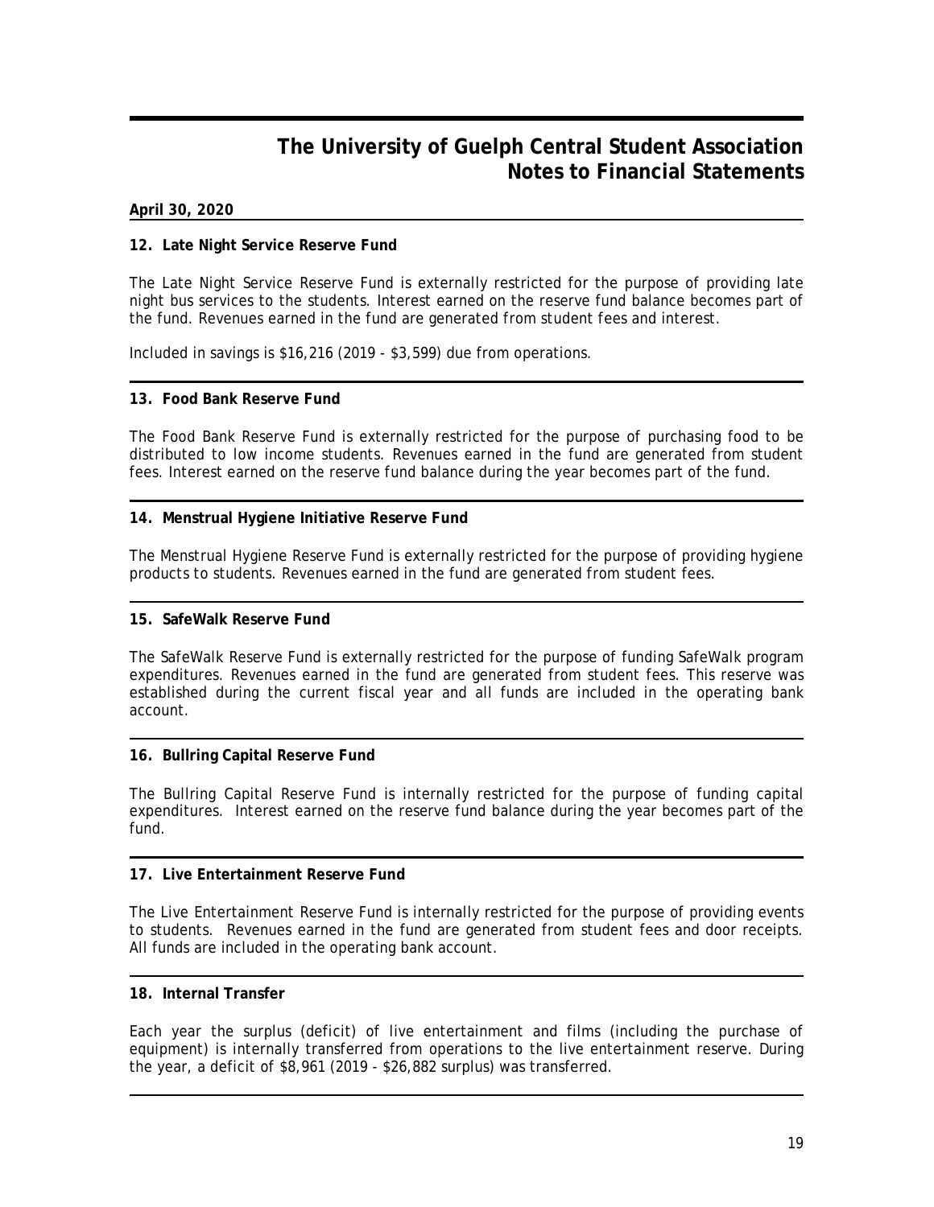**April 30, 2020**

### 12. Late Night Service Reserve Fund

The Late Night Service Reserve Fund is externally restricted for the purpose of providing late night bus services to the students. Interest earned on the reserve fund balance becomes part of the fund. Revenues earned in the fund are generated from student fees and interest.

Included in savings is $16,216 (2019 - $3,599) due from operations.

### 13. Food Bank Reserve Fund

The Food Bank Reserve Fund is externally restricted for the purpose of purchasing food to be distributed to low income students. Revenues earned in the fund are generated from student fees. Interest earned on the reserve fund balance during the year becomes part of the fund.

### 14. Menstrual Hygiene Initiative Reserve Fund

The Menstrual Hygiene Reserve Fund is externally restricted for the purpose of providing hygiene products to students. Revenues earned in the fund are generated from student fees.

### 15. SafeWalk Reserve Fund

The SafeWalk Reserve Fund is externally restricted for the purpose of funding SafeWalk program expenditures. Revenues earned in the fund are generated from student fees. This reserve was established during the current fiscal year and all funds are included in the operating bank account.

### 16. Bullring Capital Reserve Fund

The Bullring Capital Reserve Fund is internally restricted for the purpose of funding capital expenditures. Interest earned on the reserve fund balance during the year becomes part of the fund.

### 17. Live Entertainment Reserve Fund

The Live Entertainment Reserve Fund is internally restricted for the purpose of providing events to students. Revenues earned in the fund are generated from student fees and door receipts. All funds are included in the operating bank account.

### 18. Internal Transfer

Each year the surplus (deficit) of live entertainment and films (including the purchase of equipment) is internally transferred from operations to the live entertainment reserve. During the year, a deficit of $8,961 (2019 - $26,882 surplus) was transferred.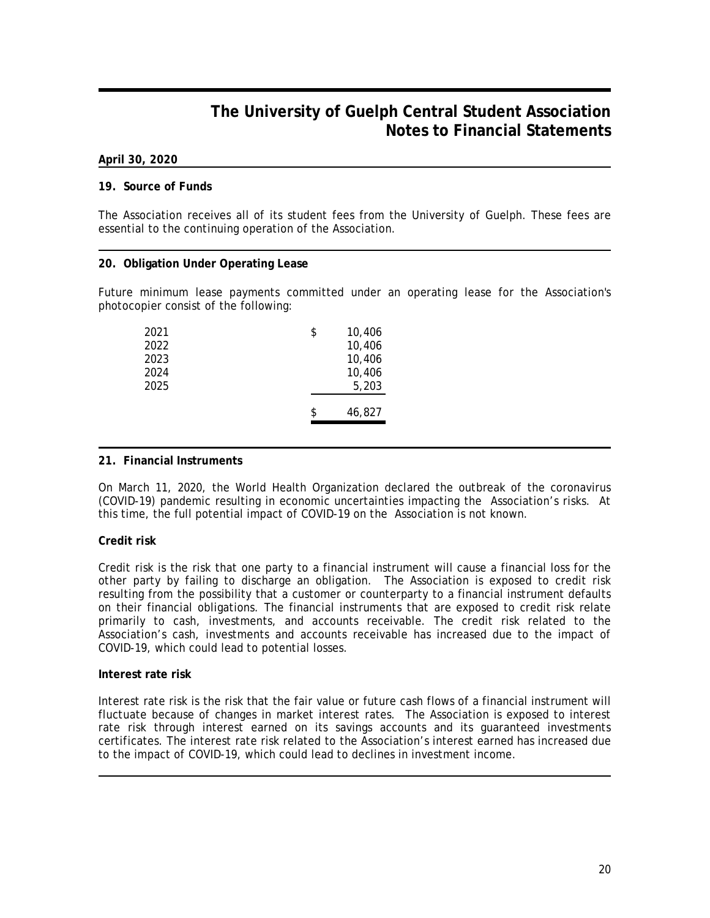# The University of Guelph Central Student Association
## Notes to Financial Statements

**April 30, 2020**

### 19. Source of Funds

The Association receives all of its student fees from the University of Guelph. These fees are essential to the continuing operation of the Association.

### 20. Obligation Under Operating Lease

Future minimum lease payments committed under an operating lease for the Association's photocopier consist of the following:

| | |
|---|---|
| 2021 | $ 10,406 |
| 2022 | 10,406 |
| 2023 | 10,406 |
| 2024 | 10,406 |
| 2025 | 5,203 |
| | $ 46,827 |

### 21. Financial Instruments

On March 11, 2020, the World Health Organization declared the outbreak of the coronavirus (COVID-19) pandemic resulting in economic uncertainties impacting the Association's risks. At this time, the full potential impact of COVID-19 on the Association is not known.

**Credit risk**

Credit risk is the risk that one party to a financial instrument will cause a financial loss for the other party by failing to discharge an obligation. The Association is exposed to credit risk resulting from the possibility that a customer or counterparty to a financial instrument defaults on their financial obligations. The financial instruments that are exposed to credit risk relate primarily to cash, investments, and accounts receivable. The credit risk related to the Association's cash, investments and accounts receivable has increased due to the impact of COVID-19, which could lead to potential losses.

**Interest rate risk**

Interest rate risk is the risk that the fair value or future cash flows of a financial instrument will fluctuate because of changes in market interest rates. The Association is exposed to interest rate risk through interest earned on its savings accounts and its guaranteed investments certificates. The interest rate risk related to the Association's interest earned has increased due to the impact of COVID-19, which could lead to declines in investment income.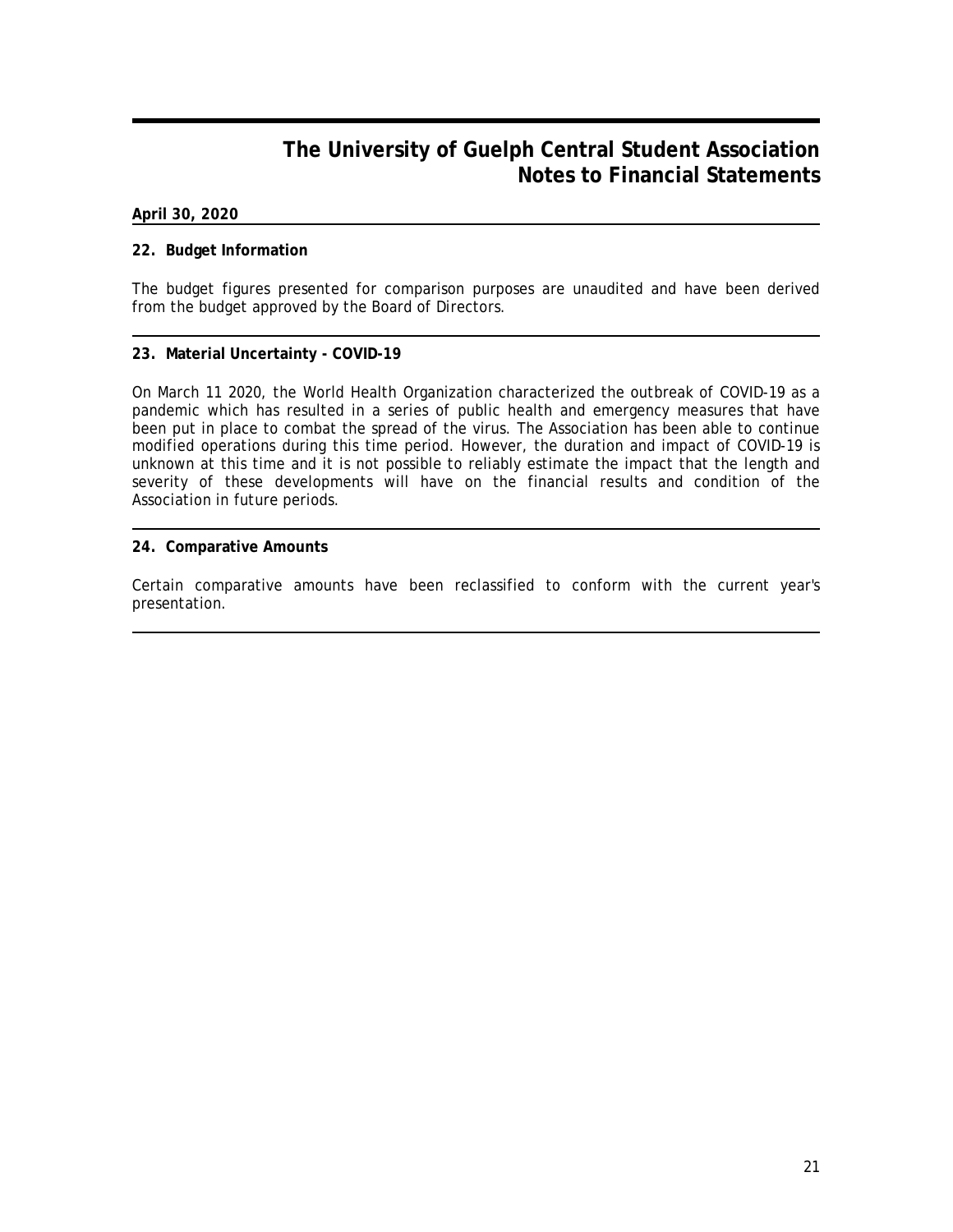**April 30, 2020**

**22. Budget Information**

The budget figures presented for comparison purposes are unaudited and have been derived from the budget approved by the Board of Directors.

**23. Material Uncertainty - COVID-19**

On March 11 2020, the World Health Organization characterized the outbreak of COVID-19 as a pandemic which has resulted in a series of public health and emergency measures that have been put in place to combat the spread of the virus. The Association has been able to continue modified operations during this time period. However, the duration and impact of COVID-19 is unknown at this time and it is not possible to reliably estimate the impact that the length and severity of these developments will have on the financial results and condition of the Association in future periods.

**24. Comparative Amounts**

Certain comparative amounts have been reclassified to conform with the current year's presentation.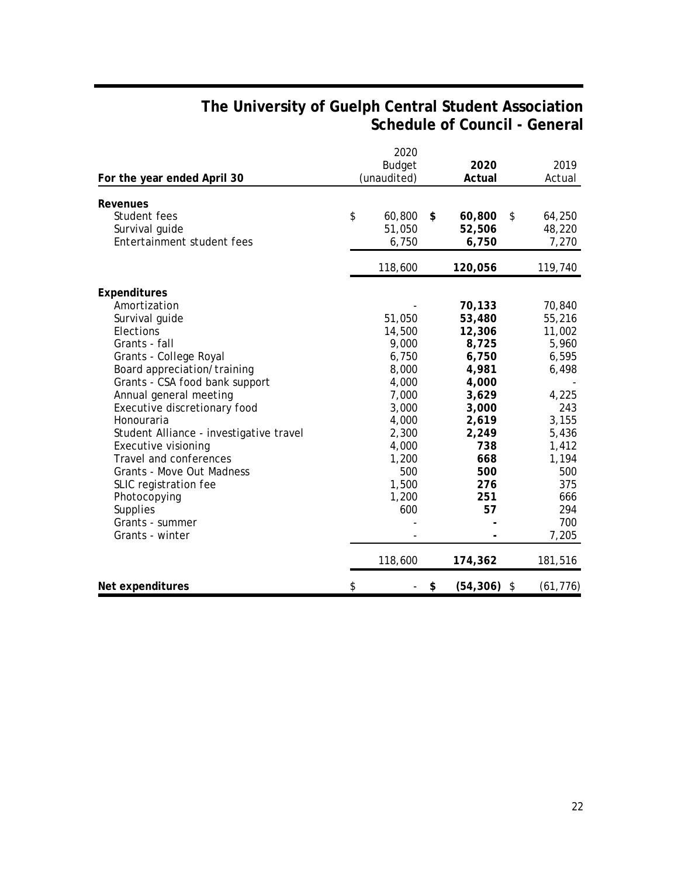# The University of Guelph Central Student Association
## Schedule of Council - General

| For the year ended April 30 | 2020 Budget (unaudited) | 2020 Actual | 2019 Actual |
|---|---|---|---|
| **Revenues** | | | |
| Student fees | $ 60,800 | **$ 60,800** | $ 64,250 |
| Survival guide | 51,050 | **52,506** | 48,220 |
| Entertainment student fees | 6,750 | **6,750** | 7,270 |
| | 118,600 | **120,056** | 119,740 |
| **Expenditures** | | | |
| Amortization | - | **70,133** | 70,840 |
| Survival guide | 51,050 | **53,480** | 55,216 |
| Elections | 14,500 | **12,306** | 11,002 |
| Grants - fall | 9,000 | **8,725** | 5,960 |
| Grants - College Royal | 6,750 | **6,750** | 6,595 |
| Board appreciation/training | 8,000 | **4,981** | 6,498 |
| Grants - CSA food bank support | 4,000 | **4,000** | - |
| Annual general meeting | 7,000 | **3,629** | 4,225 |
| Executive discretionary food | 3,000 | **3,000** | 243 |
| Honouraria | 4,000 | **2,619** | 3,155 |
| Student Alliance - investigative travel | 2,300 | **2,249** | 5,436 |
| Executive visioning | 4,000 | **738** | 1,412 |
| Travel and conferences | 1,200 | **668** | 1,194 |
| Grants - Move Out Madness | 500 | **500** | 500 |
| SLIC registration fee | 1,500 | **276** | 375 |
| Photocopying | 1,200 | **251** | 666 |
| Supplies | 600 | **57** | 294 |
| Grants - summer | - | **-** | 700 |
| Grants - winter | - | **-** | 7,205 |
| | 118,600 | **174,362** | 181,516 |
| **Net expenditures** | $ - | **$ (54,306)** | $ (61,776) |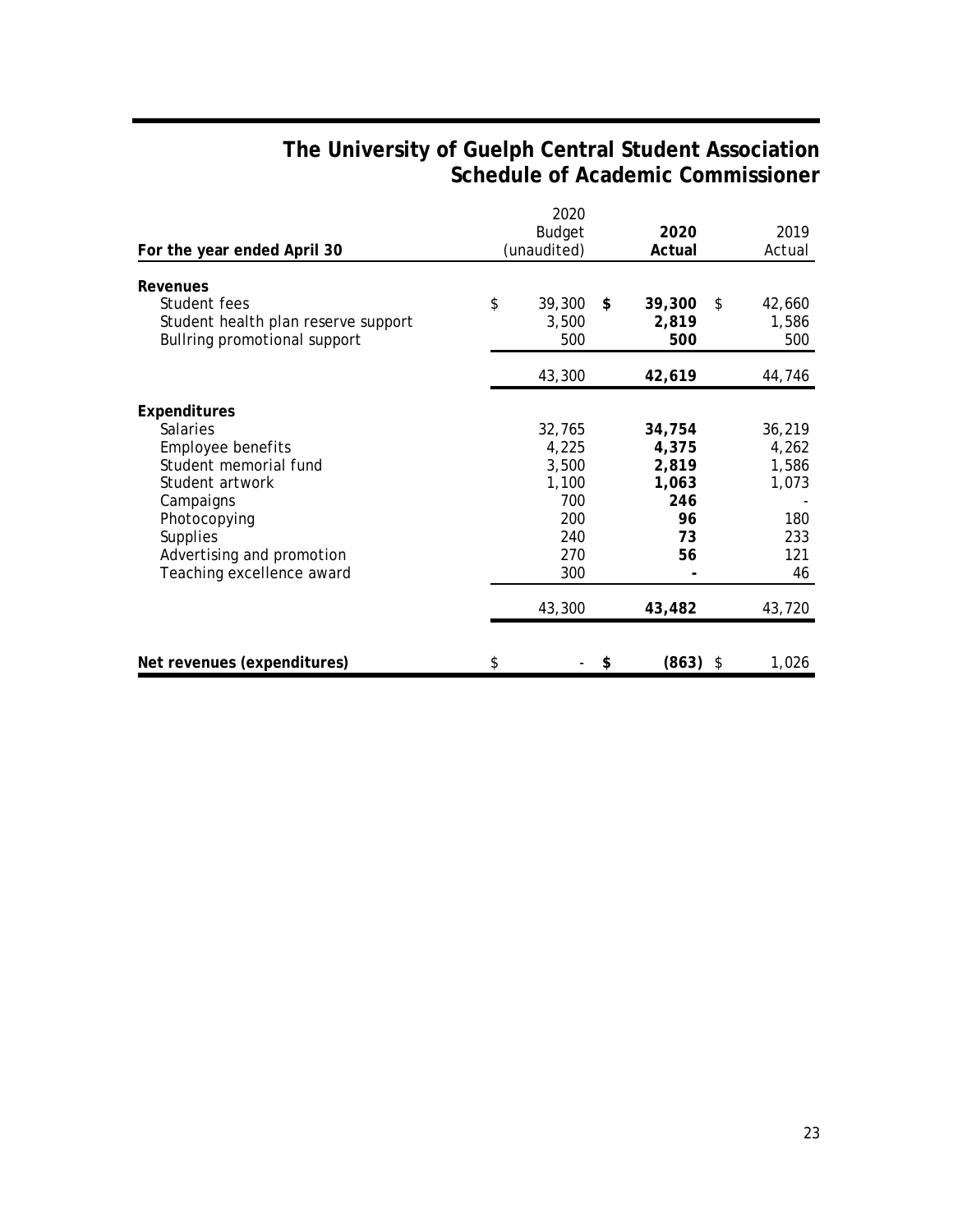# The University of Guelph Central Student Association
## Schedule of Academic Commissioner

| For the year ended April 30 | 2020 Budget (unaudited) | 2020 Actual | 2019 Actual |
|---|---|---|---|
| **Revenues** | | | |
| Student fees | $ 39,300 | **$ 39,300** | $ 42,660 |
| Student health plan reserve support | 3,500 | **2,819** | 1,586 |
| Bullring promotional support | 500 | **500** | 500 |
| | 43,300 | **42,619** | 44,746 |
| **Expenditures** | | | |
| Salaries | 32,765 | **34,754** | 36,219 |
| Employee benefits | 4,225 | **4,375** | 4,262 |
| Student memorial fund | 3,500 | **2,819** | 1,586 |
| Student artwork | 1,100 | **1,063** | 1,073 |
| Campaigns | 700 | **246** | - |
| Photocopying | 200 | **96** | 180 |
| Supplies | 240 | **73** | 233 |
| Advertising and promotion | 270 | **56** | 121 |
| Teaching excellence award | 300 | **-** | 46 |
| | 43,300 | **43,482** | 43,720 |
| **Net revenues (expenditures)** | $ - | **$ (863)** | $ 1,026 |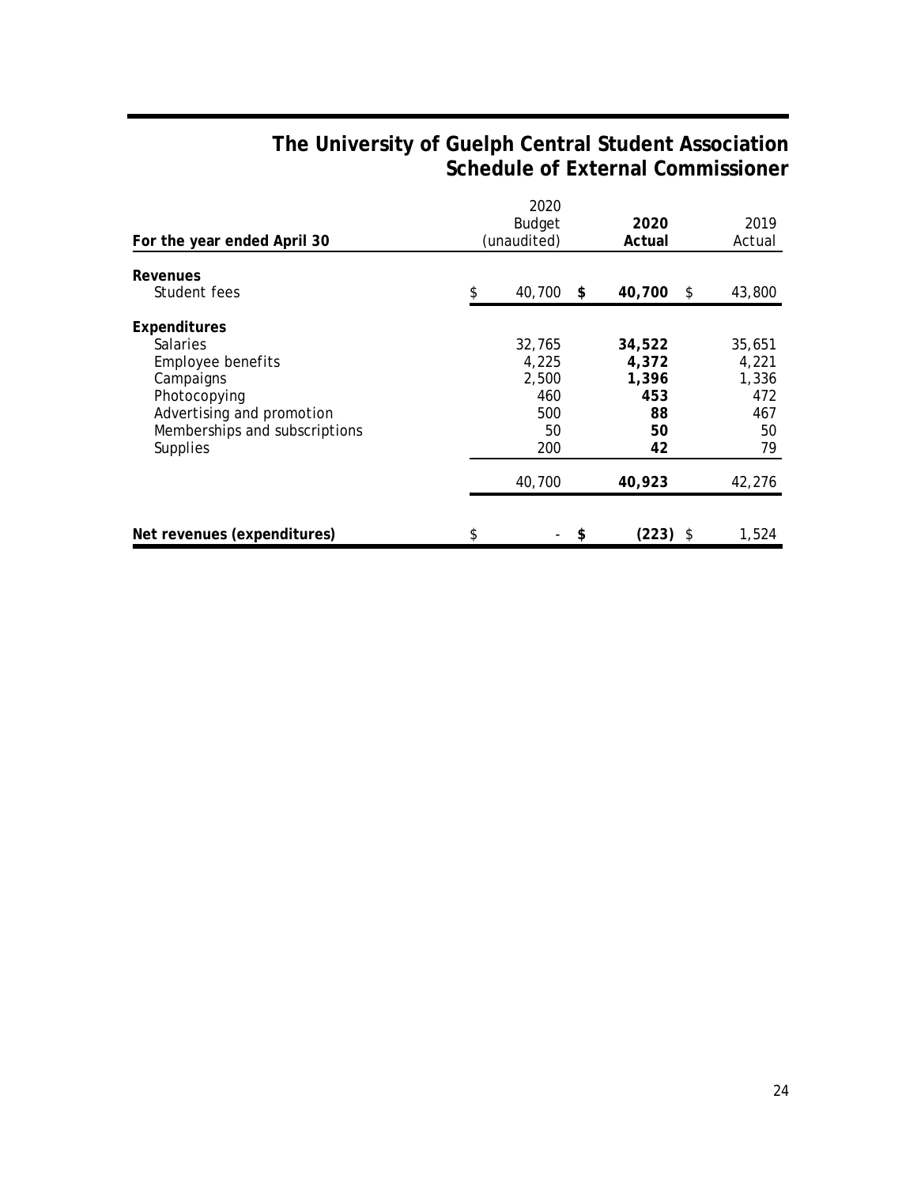# The University of Guelph Central Student Association
## Schedule of External Commissioner

| For the year ended April 30 | 2020 Budget (unaudited) | **2020 Actual** | 2019 Actual |
|---|---|---|---|
| **Revenues** | | | |
| Student fees | $ 40,700 | **$ 40,700** | $ 43,800 |
| **Expenditures** | | | |
| Salaries | 32,765 | **34,522** | 35,651 |
| Employee benefits | 4,225 | **4,372** | 4,221 |
| Campaigns | 2,500 | **1,396** | 1,336 |
| Photocopying | 460 | **453** | 472 |
| Advertising and promotion | 500 | **88** | 467 |
| Memberships and subscriptions | 50 | **50** | 50 |
| Supplies | 200 | **42** | 79 |
| | 40,700 | **40,923** | 42,276 |
| **Net revenues (expenditures)** | $ - | **$ (223)** | $ 1,524 |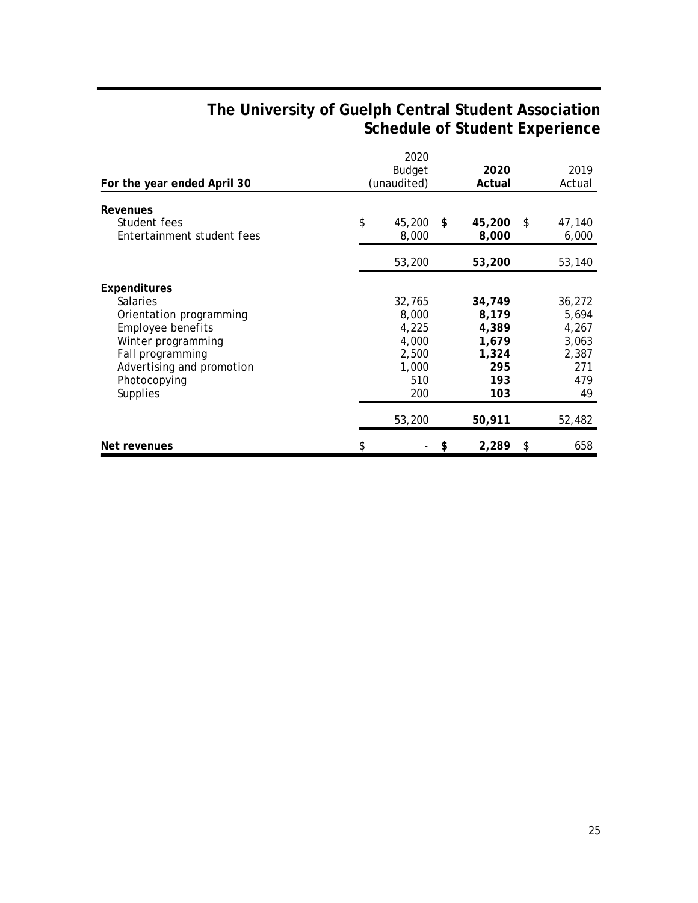# The University of Guelph Central Student Association
## Schedule of Student Experience

| For the year ended April 30 | 2020 Budget (unaudited) | 2020 Actual | 2019 Actual |
|---|---|---|---|
| **Revenues** | | | |
| Student fees | $ 45,200 | **$ 45,200** | $ 47,140 |
| Entertainment student fees | 8,000 | **8,000** | 6,000 |
| | 53,200 | **53,200** | 53,140 |
| **Expenditures** | | | |
| Salaries | 32,765 | **34,749** | 36,272 |
| Orientation programming | 8,000 | **8,179** | 5,694 |
| Employee benefits | 4,225 | **4,389** | 4,267 |
| Winter programming | 4,000 | **1,679** | 3,063 |
| Fall programming | 2,500 | **1,324** | 2,387 |
| Advertising and promotion | 1,000 | **295** | 271 |
| Photocopying | 510 | **193** | 479 |
| Supplies | 200 | **103** | 49 |
| | 53,200 | **50,911** | 52,482 |
| **Net revenues** | $ - | **$ 2,289** | $ 658 |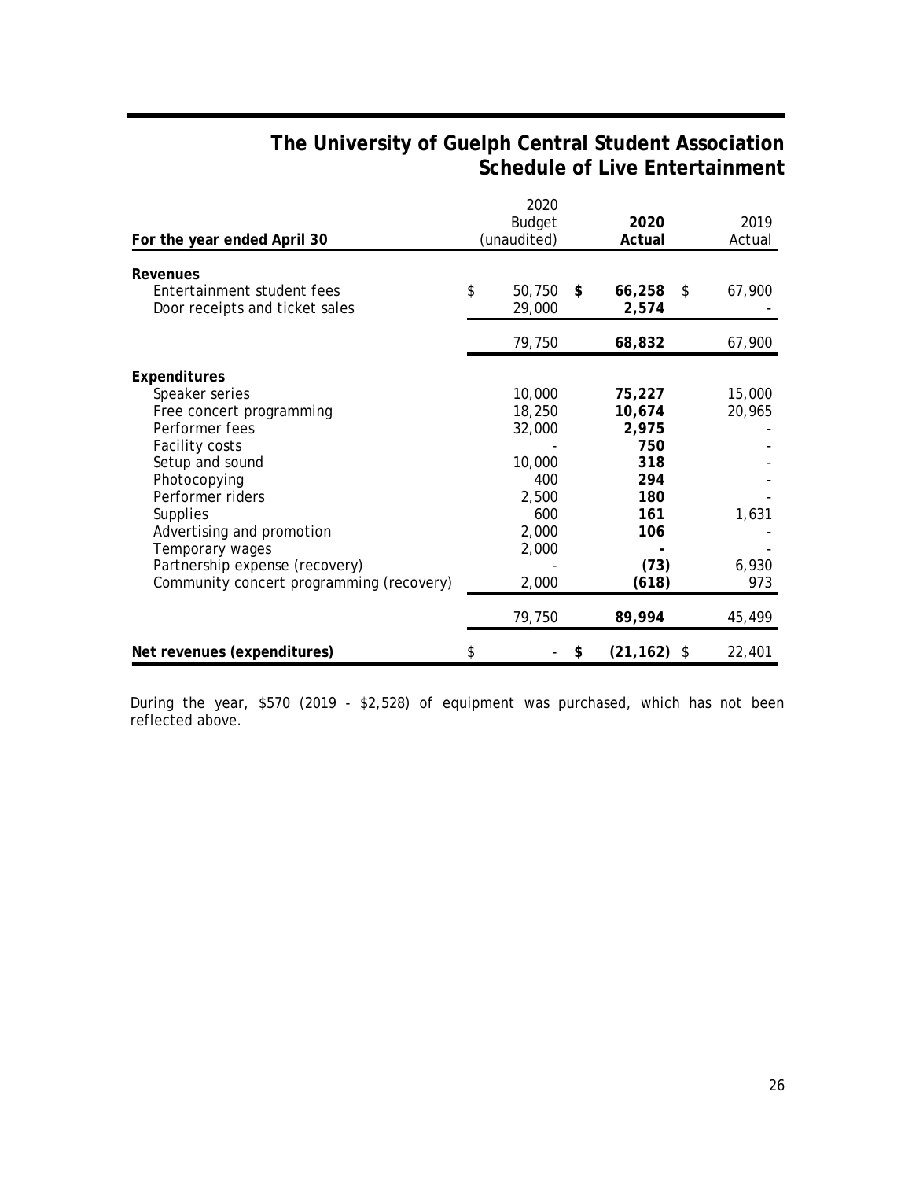# The University of Guelph Central Student Association
## Schedule of Live Entertainment

| For the year ended April 30 | 2020 Budget (unaudited) | 2020 Actual | 2019 Actual |
|---|---|---|---|
| **Revenues** | | | |
| Entertainment student fees | $ 50,750 | **$ 66,258** | $ 67,900 |
| Door receipts and ticket sales | 29,000 | **2,574** | - |
| | 79,750 | **68,832** | 67,900 |
| **Expenditures** | | | |
| Speaker series | 10,000 | **75,227** | 15,000 |
| Free concert programming | 18,250 | **10,674** | 20,965 |
| Performer fees | 32,000 | **2,975** | - |
| Facility costs | - | **750** | - |
| Setup and sound | 10,000 | **318** | - |
| Photocopying | 400 | **294** | - |
| Performer riders | 2,500 | **180** | - |
| Supplies | 600 | **161** | 1,631 |
| Advertising and promotion | 2,000 | **106** | - |
| Temporary wages | 2,000 | **-** | - |
| Partnership expense (recovery) | - | **(73)** | 6,930 |
| Community concert programming (recovery) | 2,000 | **(618)** | 973 |
| | 79,750 | **89,994** | 45,499 |
| **Net revenues (expenditures)** | $ - | **$ (21,162)** | $ 22,401 |

During the year, $570 (2019 - $2,528) of equipment was purchased, which has not been reflected above.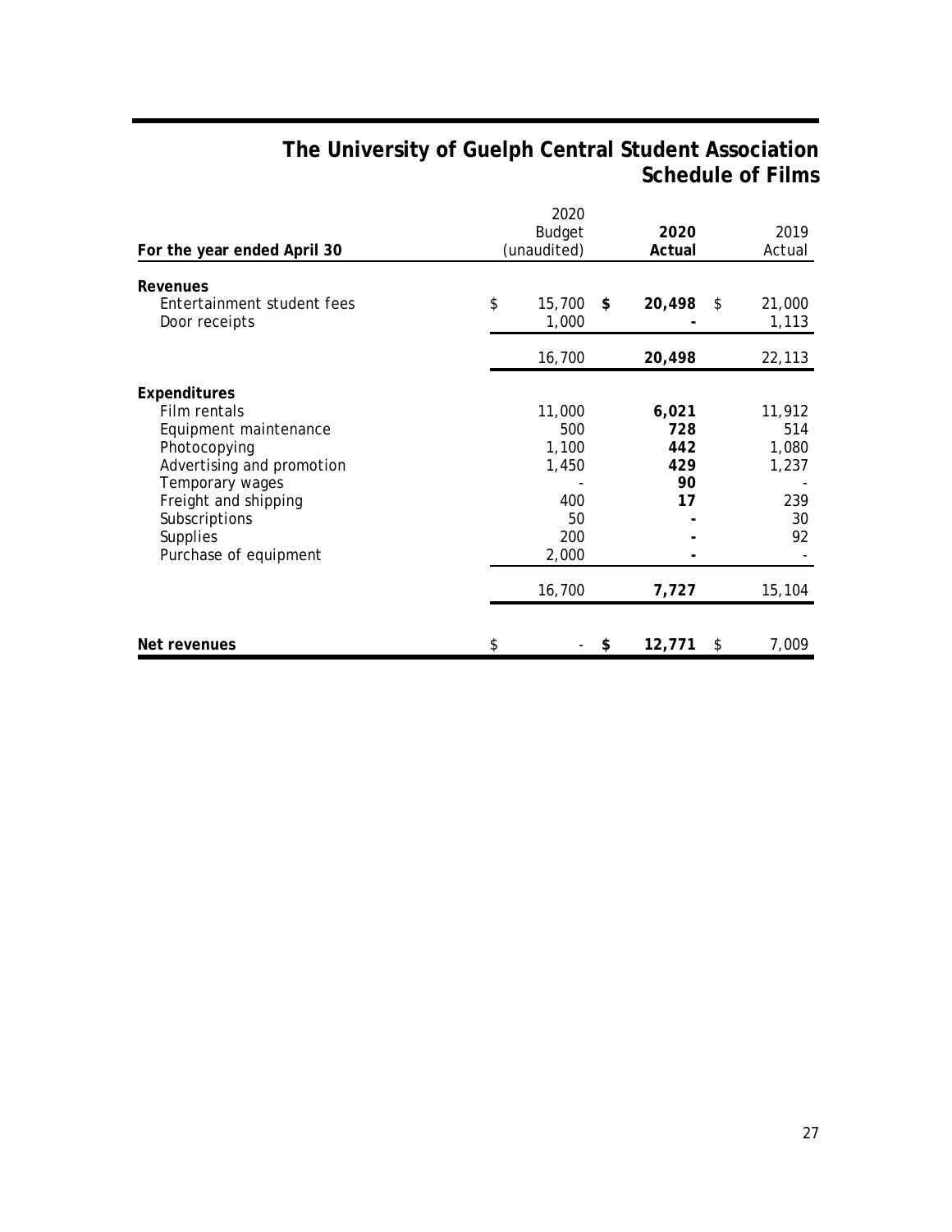# The University of Guelph Central Student Association
## Schedule of Films

| For the year ended April 30 | 2020 Budget (unaudited) | **2020 Actual** | 2019 Actual |
|---|---|---|---|
| **Revenues** | | | |
| Entertainment student fees | $ 15,700 | **$ 20,498** | $ 21,000 |
| Door receipts | 1,000 | **-** | 1,113 |
| | 16,700 | **20,498** | 22,113 |
| **Expenditures** | | | |
| Film rentals | 11,000 | **6,021** | 11,912 |
| Equipment maintenance | 500 | **728** | 514 |
| Photocopying | 1,100 | **442** | 1,080 |
| Advertising and promotion | 1,450 | **429** | 1,237 |
| Temporary wages | - | **90** | - |
| Freight and shipping | 400 | **17** | 239 |
| Subscriptions | 50 | **-** | 30 |
| Supplies | 200 | **-** | 92 |
| Purchase of equipment | 2,000 | **-** | - |
| | 16,700 | **7,727** | 15,104 |
| **Net revenues** | $ - | **$ 12,771** | $ 7,009 |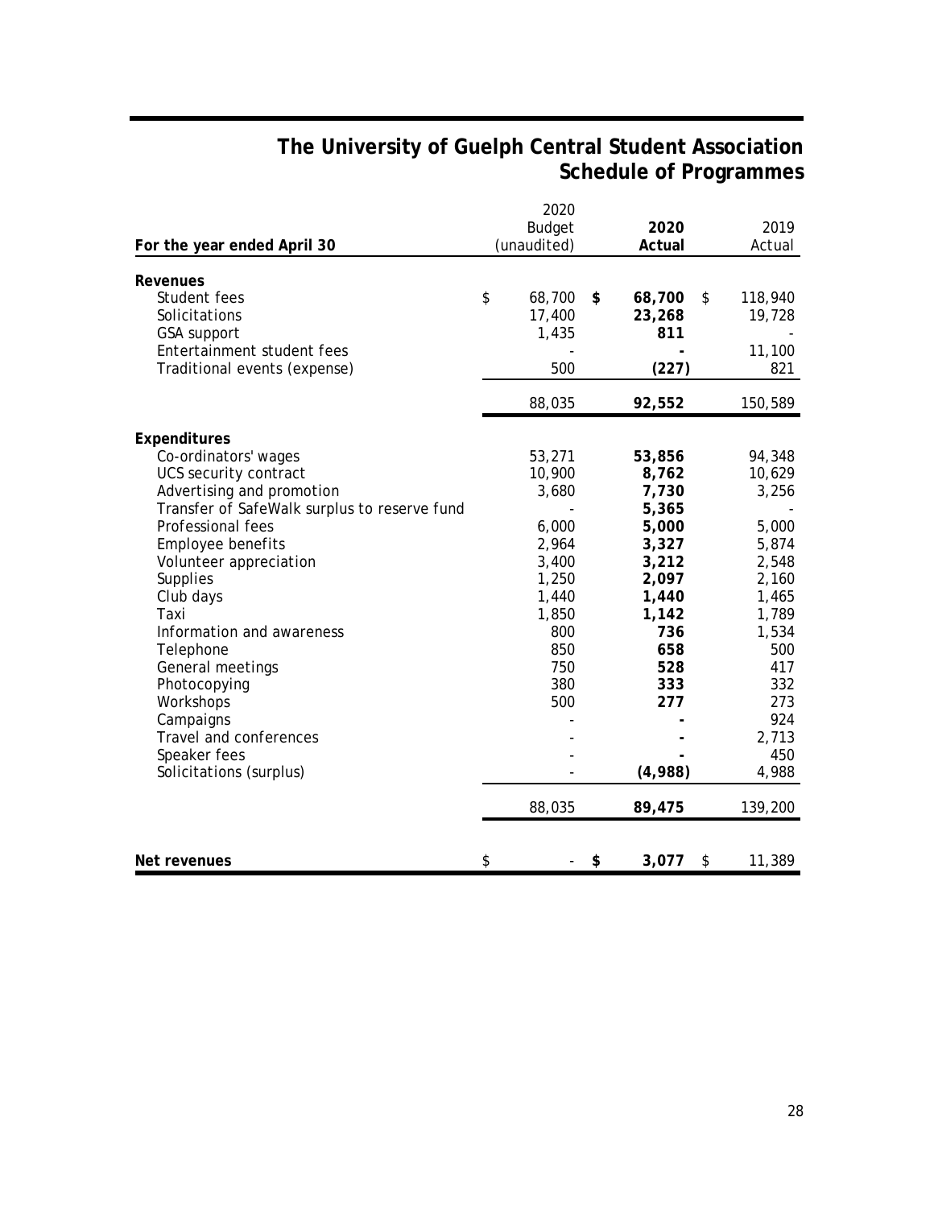# The University of Guelph Central Student Association
## Schedule of Programmes

| For the year ended April 30 | 2020 Budget (unaudited) | **2020 Actual** | 2019 Actual |
|---|---|---|---|
| **Revenues** | | | |
| Student fees | $ 68,700 | **$ 68,700** | $ 118,940 |
| Solicitations | 17,400 | **23,268** | 19,728 |
| GSA support | 1,435 | **811** | - |
| Entertainment student fees | - | **-** | 11,100 |
| Traditional events (expense) | 500 | **(227)** | 821 |
| | 88,035 | **92,552** | 150,589 |
| **Expenditures** | | | |
| Co-ordinators' wages | 53,271 | **53,856** | 94,348 |
| UCS security contract | 10,900 | **8,762** | 10,629 |
| Advertising and promotion | 3,680 | **7,730** | 3,256 |
| Transfer of SafeWalk surplus to reserve fund | - | **5,365** | - |
| Professional fees | 6,000 | **5,000** | 5,000 |
| Employee benefits | 2,964 | **3,327** | 5,874 |
| Volunteer appreciation | 3,400 | **3,212** | 2,548 |
| Supplies | 1,250 | **2,097** | 2,160 |
| Club days | 1,440 | **1,440** | 1,465 |
| Taxi | 1,850 | **1,142** | 1,789 |
| Information and awareness | 800 | **736** | 1,534 |
| Telephone | 850 | **658** | 500 |
| General meetings | 750 | **528** | 417 |
| Photocopying | 380 | **333** | 332 |
| Workshops | 500 | **277** | 273 |
| Campaigns | - | **-** | 924 |
| Travel and conferences | - | **-** | 2,713 |
| Speaker fees | - | **-** | 450 |
| Solicitations (surplus) | - | **(4,988)** | 4,988 |
| | 88,035 | **89,475** | 139,200 |
| **Net revenues** | $ - | **$ 3,077** | $ 11,389 |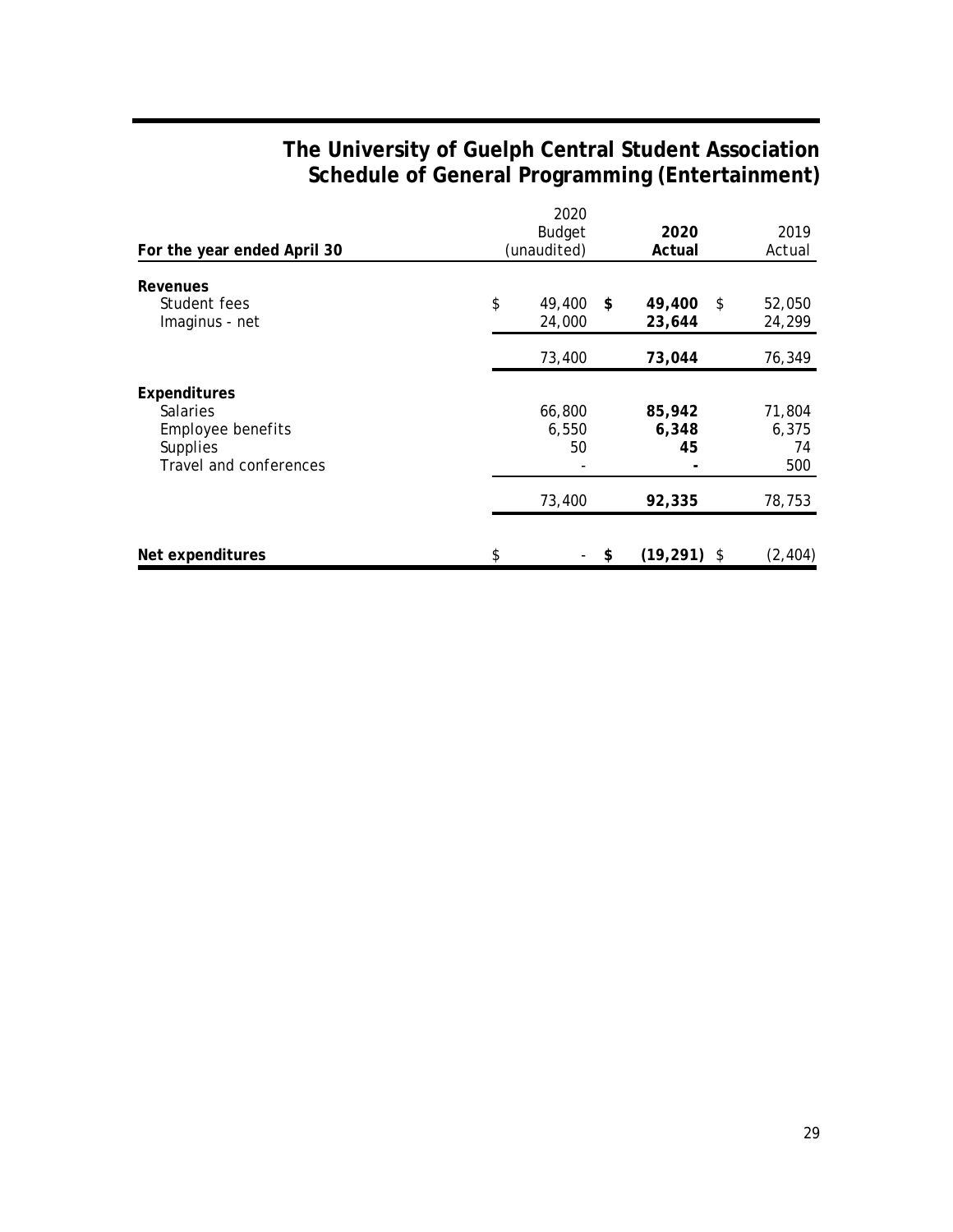# The University of Guelph Central Student Association
## Schedule of General Programming (Entertainment)

| For the year ended April 30 | 2020 Budget (unaudited) | **2020 Actual** | 2019 Actual |
|---|---|---|---|
| **Revenues** | | | |
| Student fees | $ 49,400 | **$ 49,400** | $ 52,050 |
| Imaginus - net | 24,000 | **23,644** | 24,299 |
| | 73,400 | **73,044** | 76,349 |
| **Expenditures** | | | |
| Salaries | 66,800 | **85,942** | 71,804 |
| Employee benefits | 6,550 | **6,348** | 6,375 |
| Supplies | 50 | **45** | 74 |
| Travel and conferences | - | **-** | 500 |
| | 73,400 | **92,335** | 78,753 |
| **Net expenditures** | $ - | **$ (19,291)** | $ (2,404) |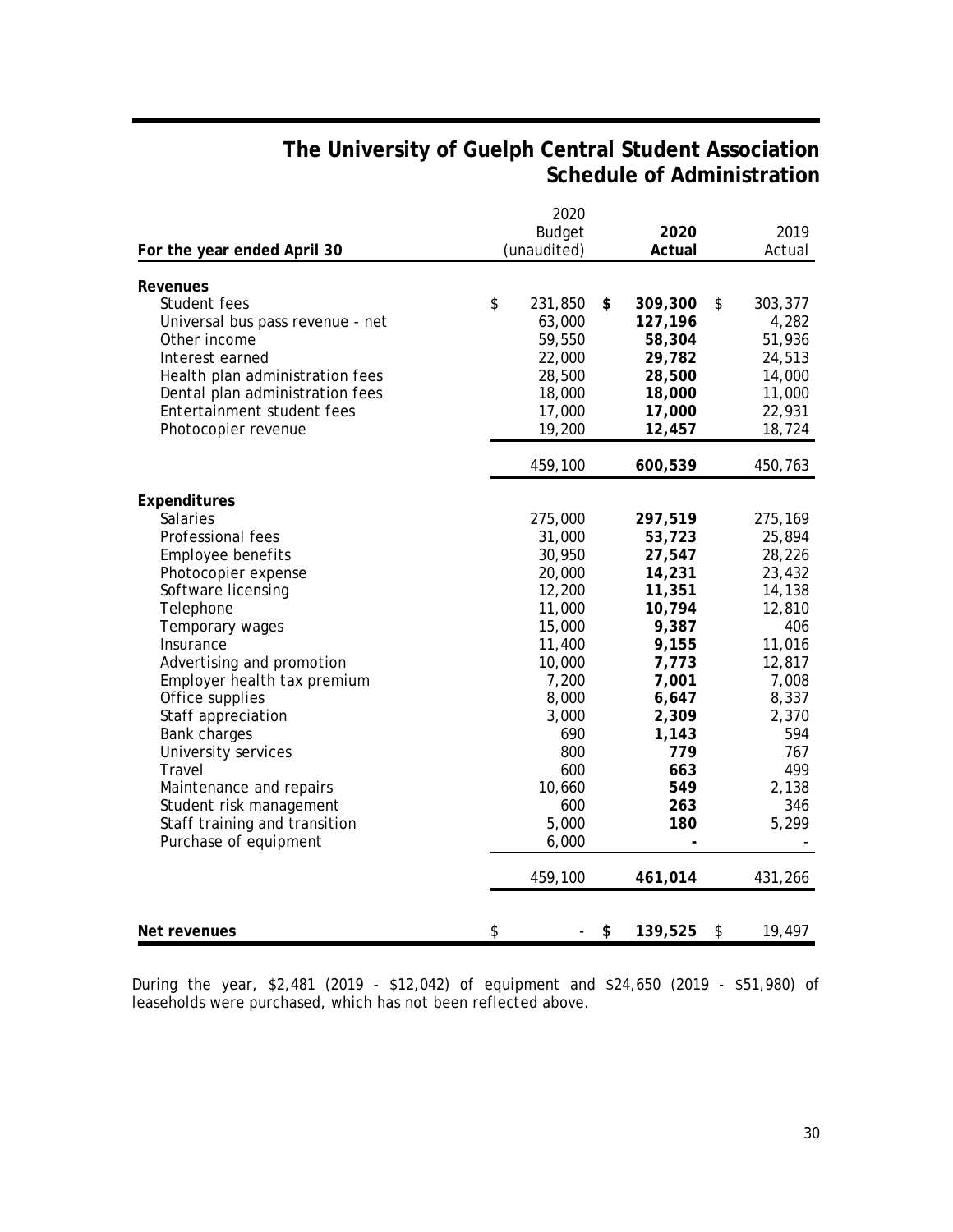# The University of Guelph Central Student Association
## Schedule of Administration

| For the year ended April 30 | 2020 Budget (unaudited) | **2020 Actual** | 2019 Actual |
|---|---|---|---|
| **Revenues** | | | |
| Student fees | $ 231,850 | **$ 309,300** | $ 303,377 |
| Universal bus pass revenue - net | 63,000 | **127,196** | 4,282 |
| Other income | 59,550 | **58,304** | 51,936 |
| Interest earned | 22,000 | **29,782** | 24,513 |
| Health plan administration fees | 28,500 | **28,500** | 14,000 |
| Dental plan administration fees | 18,000 | **18,000** | 11,000 |
| Entertainment student fees | 17,000 | **17,000** | 22,931 |
| Photocopier revenue | 19,200 | **12,457** | 18,724 |
| | 459,100 | **600,539** | 450,763 |
| **Expenditures** | | | |
| Salaries | 275,000 | **297,519** | 275,169 |
| Professional fees | 31,000 | **53,723** | 25,894 |
| Employee benefits | 30,950 | **27,547** | 28,226 |
| Photocopier expense | 20,000 | **14,231** | 23,432 |
| Software licensing | 12,200 | **11,351** | 14,138 |
| Telephone | 11,000 | **10,794** | 12,810 |
| Temporary wages | 15,000 | **9,387** | 406 |
| Insurance | 11,400 | **9,155** | 11,016 |
| Advertising and promotion | 10,000 | **7,773** | 12,817 |
| Employer health tax premium | 7,200 | **7,001** | 7,008 |
| Office supplies | 8,000 | **6,647** | 8,337 |
| Staff appreciation | 3,000 | **2,309** | 2,370 |
| Bank charges | 690 | **1,143** | 594 |
| University services | 800 | **779** | 767 |
| Travel | 600 | **663** | 499 |
| Maintenance and repairs | 10,660 | **549** | 2,138 |
| Student risk management | 600 | **263** | 346 |
| Staff training and transition | 5,000 | **180** | 5,299 |
| Purchase of equipment | 6,000 | **-** | - |
| | 459,100 | **461,014** | 431,266 |
| **Net revenues** | $ - | **$ 139,525** | $ 19,497 |

During the year, $2,481 (2019 - $12,042) of equipment and $24,650 (2019 - $51,980) of leaseholds were purchased, which has not been reflected above.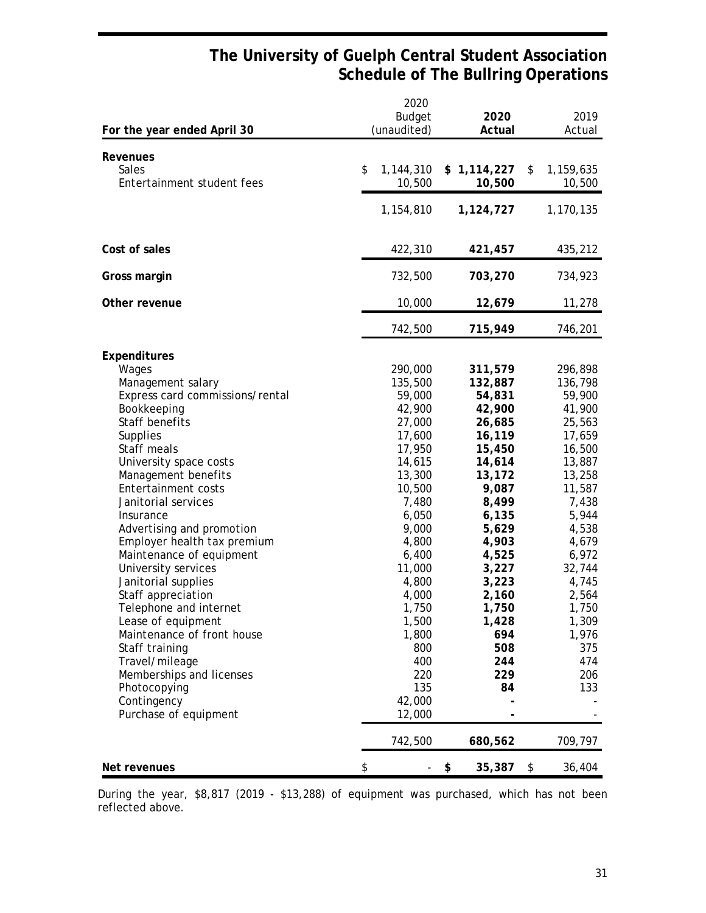# The University of Guelph Central Student Association
## Schedule of The Bullring Operations

| For the year ended April 30 | 2020 Budget (unaudited) | 2020 Actual | 2019 Actual |
|---|---|---|---|
| **Revenues** | | | |
| Sales | $ 1,144,310 | **$ 1,114,227** | $ 1,159,635 |
| Entertainment student fees | 10,500 | **10,500** | 10,500 |
| | 1,154,810 | **1,124,727** | 1,170,135 |
| **Cost of sales** | 422,310 | **421,457** | 435,212 |
| **Gross margin** | 732,500 | **703,270** | 734,923 |
| **Other revenue** | 10,000 | **12,679** | 11,278 |
| | 742,500 | **715,949** | 746,201 |
| **Expenditures** | | | |
| Wages | 290,000 | **311,579** | 296,898 |
| Management salary | 135,500 | **132,887** | 136,798 |
| Express card commissions/rental | 59,000 | **54,831** | 59,900 |
| Bookkeeping | 42,900 | **42,900** | 41,900 |
| Staff benefits | 27,000 | **26,685** | 25,563 |
| Supplies | 17,600 | **16,119** | 17,659 |
| Staff meals | 17,950 | **15,450** | 16,500 |
| University space costs | 14,615 | **14,614** | 13,887 |
| Management benefits | 13,300 | **13,172** | 13,258 |
| Entertainment costs | 10,500 | **9,087** | 11,587 |
| Janitorial services | 7,480 | **8,499** | 7,438 |
| Insurance | 6,050 | **6,135** | 5,944 |
| Advertising and promotion | 9,000 | **5,629** | 4,538 |
| Employer health tax premium | 4,800 | **4,903** | 4,679 |
| Maintenance of equipment | 6,400 | **4,525** | 6,972 |
| University services | 11,000 | **3,227** | 32,744 |
| Janitorial supplies | 4,800 | **3,223** | 4,745 |
| Staff appreciation | 4,000 | **2,160** | 2,564 |
| Telephone and internet | 1,750 | **1,750** | 1,750 |
| Lease of equipment | 1,500 | **1,428** | 1,309 |
| Maintenance of front house | 1,800 | **694** | 1,976 |
| Staff training | 800 | **508** | 375 |
| Travel/mileage | 400 | **244** | 474 |
| Memberships and licenses | 220 | **229** | 206 |
| Photocopying | 135 | **84** | 133 |
| Contingency | 42,000 | **-** | - |
| Purchase of equipment | 12,000 | **-** | - |
| | 742,500 | **680,562** | 709,797 |
| **Net revenues** | $ - | **$ 35,387** | $ 36,404 |

During the year, $8,817 (2019 - $13,288) of equipment was purchased, which has not been reflected above.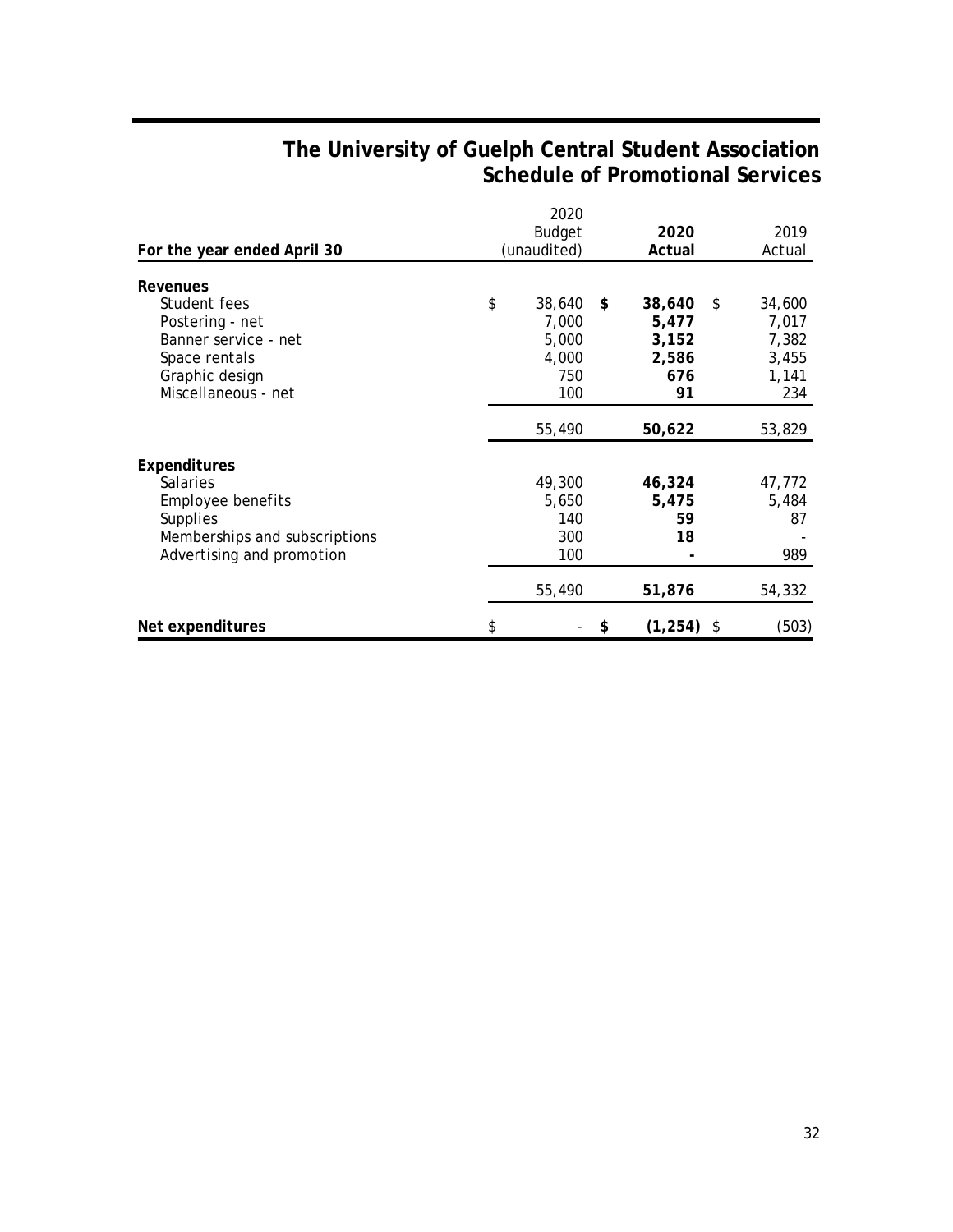# The University of Guelph Central Student Association
## Schedule of Promotional Services

| For the year ended April 30 | 2020 Budget (unaudited) | 2020 Actual | 2019 Actual |
|---|---|---|---|
| **Revenues** | | | |
| Student fees | $ 38,640 | **$ 38,640** | $ 34,600 |
| Postering - net | 7,000 | **5,477** | 7,017 |
| Banner service - net | 5,000 | **3,152** | 7,382 |
| Space rentals | 4,000 | **2,586** | 3,455 |
| Graphic design | 750 | **676** | 1,141 |
| Miscellaneous - net | 100 | **91** | 234 |
| | 55,490 | **50,622** | 53,829 |
| **Expenditures** | | | |
| Salaries | 49,300 | **46,324** | 47,772 |
| Employee benefits | 5,650 | **5,475** | 5,484 |
| Supplies | 140 | **59** | 87 |
| Memberships and subscriptions | 300 | **18** | - |
| Advertising and promotion | 100 | **-** | 989 |
| | 55,490 | **51,876** | 54,332 |
| **Net expenditures** | $ - | **$ (1,254)** | $ (503) |